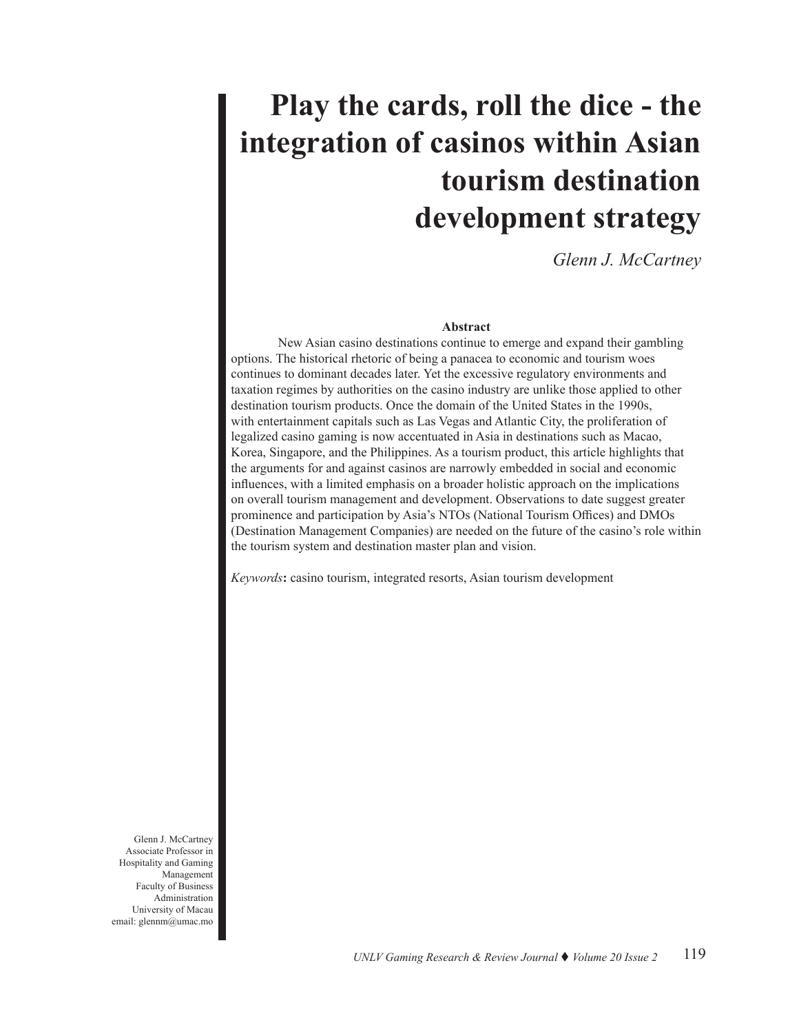# Play the cards, roll the dice - the integration of casinos within Asian tourism destination development strategy

*Glenn J. McCartney*

**Abstract**

New Asian casino destinations continue to emerge and expand their gambling options. The historical rhetoric of being a panacea to economic and tourism woes continues to dominant decades later. Yet the excessive regulatory environments and taxation regimes by authorities on the casino industry are unlike those applied to other destination tourism products. Once the domain of the United States in the 1990s, with entertainment capitals such as Las Vegas and Atlantic City, the proliferation of legalized casino gaming is now accentuated in Asia in destinations such as Macao, Korea, Singapore, and the Philippines. As a tourism product, this article highlights that the arguments for and against casinos are narrowly embedded in social and economic influences, with a limited emphasis on a broader holistic approach on the implications on overall tourism management and development. Observations to date suggest greater prominence and participation by Asia's NTOs (National Tourism Offices) and DMOs (Destination Management Companies) are needed on the future of the casino's role within the tourism system and destination master plan and vision.

*Keywords***:** casino tourism, integrated resorts, Asian tourism development

Glenn J. McCartney
Associate Professor in Hospitality and Gaming Management
Faculty of Business Administration
University of Macau
email: glennm@umac.mo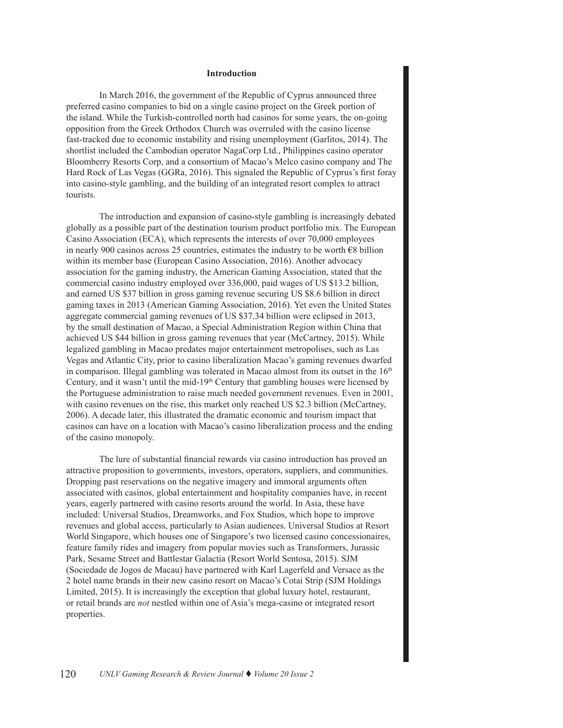## Introduction

In March 2016, the government of the Republic of Cyprus announced three preferred casino companies to bid on a single casino project on the Greek portion of the island. While the Turkish-controlled north had casinos for some years, the on-going opposition from the Greek Orthodox Church was overruled with the casino license fast-tracked due to economic instability and rising unemployment (Garlitos, 2014). The shortlist included the Cambodian operator NagaCorp Ltd., Philippines casino operator Bloomberry Resorts Corp, and a consortium of Macao's Melco casino company and The Hard Rock of Las Vegas (GGRa, 2016). This signaled the Republic of Cyprus's first foray into casino-style gambling, and the building of an integrated resort complex to attract tourists.

The introduction and expansion of casino-style gambling is increasingly debated globally as a possible part of the destination tourism product portfolio mix. The European Casino Association (ECA), which represents the interests of over 70,000 employees in nearly 900 casinos across 25 countries, estimates the industry to be worth €8 billion within its member base (European Casino Association, 2016). Another advocacy association for the gaming industry, the American Gaming Association, stated that the commercial casino industry employed over 336,000, paid wages of US $13.2 billion, and earned US $37 billion in gross gaming revenue securing US $8.6 billion in direct gaming taxes in 2013 (American Gaming Association, 2016). Yet even the United States aggregate commercial gaming revenues of US $37.34 billion were eclipsed in 2013, by the small destination of Macao, a Special Administration Region within China that achieved US $44 billion in gross gaming revenues that year (McCartney, 2015). While legalized gambling in Macao predates major entertainment metropolises, such as Las Vegas and Atlantic City, prior to casino liberalization Macao's gaming revenues dwarfed in comparison. Illegal gambling was tolerated in Macao almost from its outset in the 16th Century, and it wasn't until the mid-19th Century that gambling houses were licensed by the Portuguese administration to raise much needed government revenues. Even in 2001, with casino revenues on the rise, this market only reached US $2.3 billion (McCartney, 2006). A decade later, this illustrated the dramatic economic and tourism impact that casinos can have on a location with Macao's casino liberalization process and the ending of the casino monopoly.

The lure of substantial financial rewards via casino introduction has proved an attractive proposition to governments, investors, operators, suppliers, and communities. Dropping past reservations on the negative imagery and immoral arguments often associated with casinos, global entertainment and hospitality companies have, in recent years, eagerly partnered with casino resorts around the world. In Asia, these have included: Universal Studios, Dreamworks, and Fox Studios, which hope to improve revenues and global access, particularly to Asian audiences. Universal Studios at Resort World Singapore, which houses one of Singapore's two licensed casino concessionaires, feature family rides and imagery from popular movies such as Transformers, Jurassic Park, Sesame Street and Battlestar Galactia (Resort World Sentosa, 2015). SJM (Sociedade de Jogos de Macau) have partnered with Karl Lagerfeld and Versace as the 2 hotel name brands in their new casino resort on Macao's Cotai Strip (SJM Holdings Limited, 2015). It is increasingly the exception that global luxury hotel, restaurant, or retail brands are *not* nestled within one of Asia's mega-casino or integrated resort properties.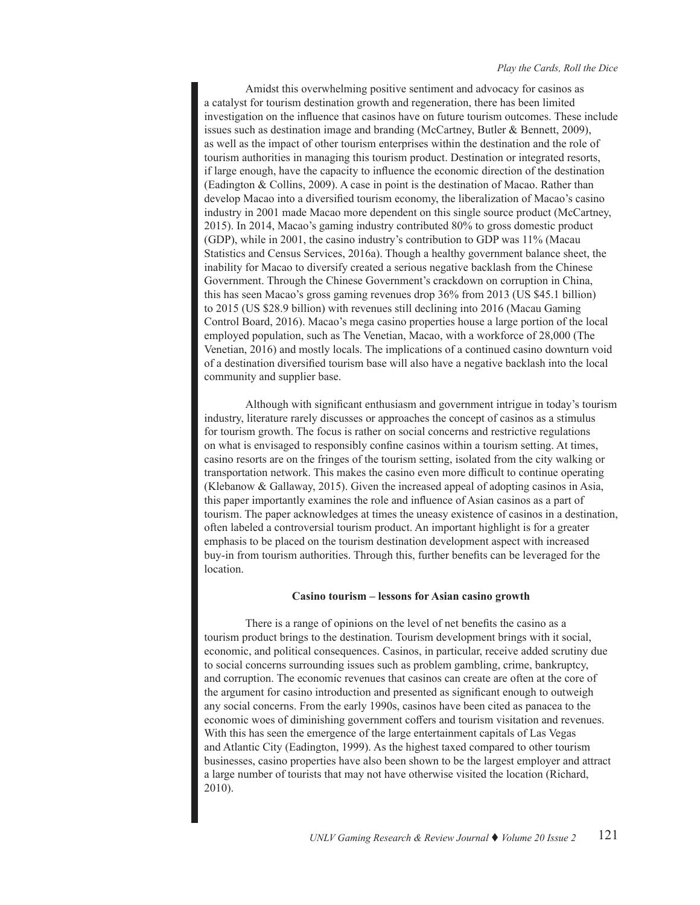Amidst this overwhelming positive sentiment and advocacy for casinos as a catalyst for tourism destination growth and regeneration, there has been limited investigation on the influence that casinos have on future tourism outcomes. These include issues such as destination image and branding (McCartney, Butler & Bennett, 2009), as well as the impact of other tourism enterprises within the destination and the role of tourism authorities in managing this tourism product. Destination or integrated resorts, if large enough, have the capacity to influence the economic direction of the destination (Eadington & Collins, 2009). A case in point is the destination of Macao. Rather than develop Macao into a diversified tourism economy, the liberalization of Macao's casino industry in 2001 made Macao more dependent on this single source product (McCartney, 2015). In 2014, Macao's gaming industry contributed 80% to gross domestic product (GDP), while in 2001, the casino industry's contribution to GDP was 11% (Macau Statistics and Census Services, 2016a). Though a healthy government balance sheet, the inability for Macao to diversify created a serious negative backlash from the Chinese Government. Through the Chinese Government's crackdown on corruption in China, this has seen Macao's gross gaming revenues drop 36% from 2013 (US $45.1 billion) to 2015 (US $28.9 billion) with revenues still declining into 2016 (Macau Gaming Control Board, 2016). Macao's mega casino properties house a large portion of the local employed population, such as The Venetian, Macao, with a workforce of 28,000 (The Venetian, 2016) and mostly locals. The implications of a continued casino downturn void of a destination diversified tourism base will also have a negative backlash into the local community and supplier base.

Although with significant enthusiasm and government intrigue in today's tourism industry, literature rarely discusses or approaches the concept of casinos as a stimulus for tourism growth. The focus is rather on social concerns and restrictive regulations on what is envisaged to responsibly confine casinos within a tourism setting. At times, casino resorts are on the fringes of the tourism setting, isolated from the city walking or transportation network. This makes the casino even more difficult to continue operating (Klebanow & Gallaway, 2015). Given the increased appeal of adopting casinos in Asia, this paper importantly examines the role and influence of Asian casinos as a part of tourism. The paper acknowledges at times the uneasy existence of casinos in a destination, often labeled a controversial tourism product. An important highlight is for a greater emphasis to be placed on the tourism destination development aspect with increased buy-in from tourism authorities. Through this, further benefits can be leveraged for the location.

**Casino tourism – lessons for Asian casino growth**

There is a range of opinions on the level of net benefits the casino as a tourism product brings to the destination. Tourism development brings with it social, economic, and political consequences. Casinos, in particular, receive added scrutiny due to social concerns surrounding issues such as problem gambling, crime, bankruptcy, and corruption. The economic revenues that casinos can create are often at the core of the argument for casino introduction and presented as significant enough to outweigh any social concerns. From the early 1990s, casinos have been cited as panacea to the economic woes of diminishing government coffers and tourism visitation and revenues. With this has seen the emergence of the large entertainment capitals of Las Vegas and Atlantic City (Eadington, 1999). As the highest taxed compared to other tourism businesses, casino properties have also been shown to be the largest employer and attract a large number of tourists that may not have otherwise visited the location (Richard, 2010).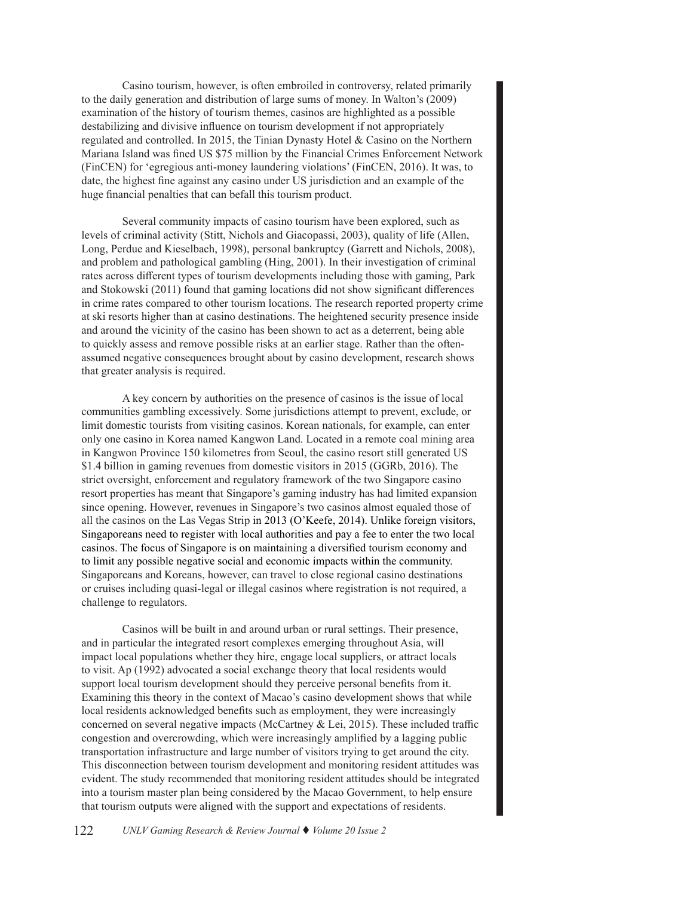Casino tourism, however, is often embroiled in controversy, related primarily to the daily generation and distribution of large sums of money. In Walton's (2009) examination of the history of tourism themes, casinos are highlighted as a possible destabilizing and divisive influence on tourism development if not appropriately regulated and controlled. In 2015, the Tinian Dynasty Hotel & Casino on the Northern Mariana Island was fined US $75 million by the Financial Crimes Enforcement Network (FinCEN) for 'egregious anti-money laundering violations' (FinCEN, 2016). It was, to date, the highest fine against any casino under US jurisdiction and an example of the huge financial penalties that can befall this tourism product.

Several community impacts of casino tourism have been explored, such as levels of criminal activity (Stitt, Nichols and Giacopassi, 2003), quality of life (Allen, Long, Perdue and Kieselbach, 1998), personal bankruptcy (Garrett and Nichols, 2008), and problem and pathological gambling (Hing, 2001). In their investigation of criminal rates across different types of tourism developments including those with gaming, Park and Stokowski (2011) found that gaming locations did not show significant differences in crime rates compared to other tourism locations. The research reported property crime at ski resorts higher than at casino destinations. The heightened security presence inside and around the vicinity of the casino has been shown to act as a deterrent, being able to quickly assess and remove possible risks at an earlier stage. Rather than the often-assumed negative consequences brought about by casino development, research shows that greater analysis is required.

A key concern by authorities on the presence of casinos is the issue of local communities gambling excessively. Some jurisdictions attempt to prevent, exclude, or limit domestic tourists from visiting casinos. Korean nationals, for example, can enter only one casino in Korea named Kangwon Land. Located in a remote coal mining area in Kangwon Province 150 kilometres from Seoul, the casino resort still generated US $1.4 billion in gaming revenues from domestic visitors in 2015 (GGRb, 2016). The strict oversight, enforcement and regulatory framework of the two Singapore casino resort properties has meant that Singapore's gaming industry has had limited expansion since opening. However, revenues in Singapore's two casinos almost equaled those of all the casinos on the Las Vegas Strip in 2013 (O'Keefe, 2014). Unlike foreign visitors, Singaporeans need to register with local authorities and pay a fee to enter the two local casinos. The focus of Singapore is on maintaining a diversified tourism economy and to limit any possible negative social and economic impacts within the community. Singaporeans and Koreans, however, can travel to close regional casino destinations or cruises including quasi-legal or illegal casinos where registration is not required, a challenge to regulators.

Casinos will be built in and around urban or rural settings. Their presence, and in particular the integrated resort complexes emerging throughout Asia, will impact local populations whether they hire, engage local suppliers, or attract locals to visit. Ap (1992) advocated a social exchange theory that local residents would support local tourism development should they perceive personal benefits from it. Examining this theory in the context of Macao's casino development shows that while local residents acknowledged benefits such as employment, they were increasingly concerned on several negative impacts (McCartney & Lei, 2015). These included traffic congestion and overcrowding, which were increasingly amplified by a lagging public transportation infrastructure and large number of visitors trying to get around the city. This disconnection between tourism development and monitoring resident attitudes was evident. The study recommended that monitoring resident attitudes should be integrated into a tourism master plan being considered by the Macao Government, to help ensure that tourism outputs were aligned with the support and expectations of residents.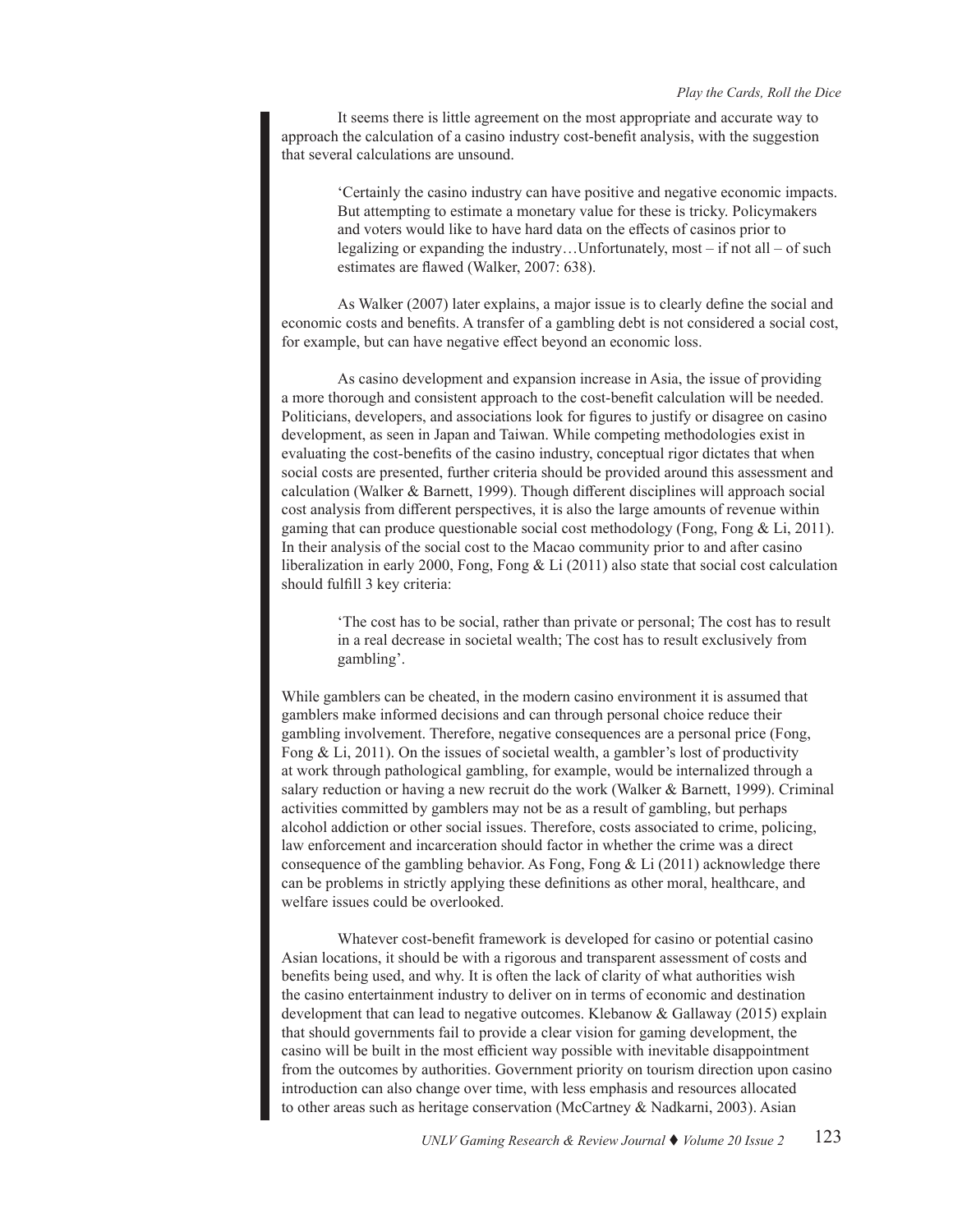It seems there is little agreement on the most appropriate and accurate way to approach the calculation of a casino industry cost-benefit analysis, with the suggestion that several calculations are unsound.

> 'Certainly the casino industry can have positive and negative economic impacts. But attempting to estimate a monetary value for these is tricky. Policymakers and voters would like to have hard data on the effects of casinos prior to legalizing or expanding the industry…Unfortunately, most – if not all – of such estimates are flawed (Walker, 2007: 638).

As Walker (2007) later explains, a major issue is to clearly define the social and economic costs and benefits. A transfer of a gambling debt is not considered a social cost, for example, but can have negative effect beyond an economic loss.

As casino development and expansion increase in Asia, the issue of providing a more thorough and consistent approach to the cost-benefit calculation will be needed. Politicians, developers, and associations look for figures to justify or disagree on casino development, as seen in Japan and Taiwan. While competing methodologies exist in evaluating the cost-benefits of the casino industry, conceptual rigor dictates that when social costs are presented, further criteria should be provided around this assessment and calculation (Walker & Barnett, 1999). Though different disciplines will approach social cost analysis from different perspectives, it is also the large amounts of revenue within gaming that can produce questionable social cost methodology (Fong, Fong & Li, 2011). In their analysis of the social cost to the Macao community prior to and after casino liberalization in early 2000, Fong, Fong & Li (2011) also state that social cost calculation should fulfill 3 key criteria:

> 'The cost has to be social, rather than private or personal; The cost has to result in a real decrease in societal wealth; The cost has to result exclusively from gambling'.

While gamblers can be cheated, in the modern casino environment it is assumed that gamblers make informed decisions and can through personal choice reduce their gambling involvement. Therefore, negative consequences are a personal price (Fong, Fong & Li, 2011). On the issues of societal wealth, a gambler's lost of productivity at work through pathological gambling, for example, would be internalized through a salary reduction or having a new recruit do the work (Walker & Barnett, 1999). Criminal activities committed by gamblers may not be as a result of gambling, but perhaps alcohol addiction or other social issues. Therefore, costs associated to crime, policing, law enforcement and incarceration should factor in whether the crime was a direct consequence of the gambling behavior. As Fong, Fong & Li (2011) acknowledge there can be problems in strictly applying these definitions as other moral, healthcare, and welfare issues could be overlooked.

Whatever cost-benefit framework is developed for casino or potential casino Asian locations, it should be with a rigorous and transparent assessment of costs and benefits being used, and why. It is often the lack of clarity of what authorities wish the casino entertainment industry to deliver on in terms of economic and destination development that can lead to negative outcomes. Klebanow & Gallaway (2015) explain that should governments fail to provide a clear vision for gaming development, the casino will be built in the most efficient way possible with inevitable disappointment from the outcomes by authorities. Government priority on tourism direction upon casino introduction can also change over time, with less emphasis and resources allocated to other areas such as heritage conservation (McCartney & Nadkarni, 2003). Asian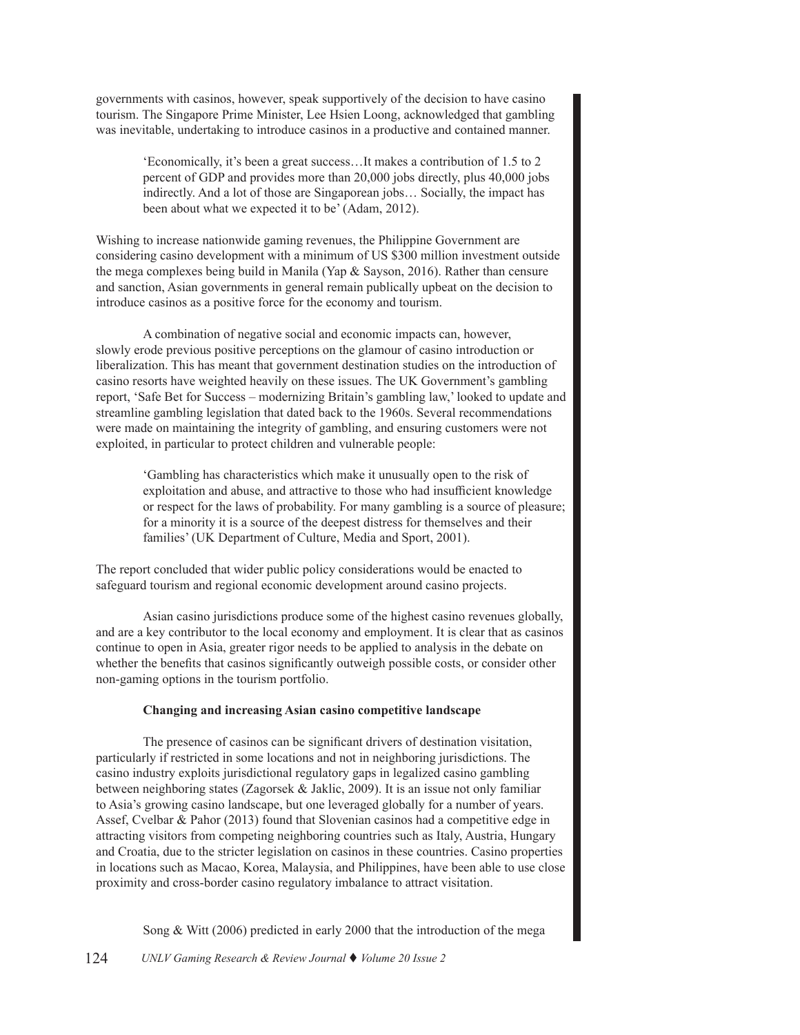governments with casinos, however, speak supportively of the decision to have casino tourism. The Singapore Prime Minister, Lee Hsien Loong, acknowledged that gambling was inevitable, undertaking to introduce casinos in a productive and contained manner.

> 'Economically, it's been a great success…It makes a contribution of 1.5 to 2 percent of GDP and provides more than 20,000 jobs directly, plus 40,000 jobs indirectly. And a lot of those are Singaporean jobs… Socially, the impact has been about what we expected it to be' (Adam, 2012).

Wishing to increase nationwide gaming revenues, the Philippine Government are considering casino development with a minimum of US $300 million investment outside the mega complexes being build in Manila (Yap & Sayson, 2016). Rather than censure and sanction, Asian governments in general remain publically upbeat on the decision to introduce casinos as a positive force for the economy and tourism.

A combination of negative social and economic impacts can, however, slowly erode previous positive perceptions on the glamour of casino introduction or liberalization. This has meant that government destination studies on the introduction of casino resorts have weighted heavily on these issues. The UK Government's gambling report, 'Safe Bet for Success – modernizing Britain's gambling law,' looked to update and streamline gambling legislation that dated back to the 1960s. Several recommendations were made on maintaining the integrity of gambling, and ensuring customers were not exploited, in particular to protect children and vulnerable people:

> 'Gambling has characteristics which make it unusually open to the risk of exploitation and abuse, and attractive to those who had insufficient knowledge or respect for the laws of probability. For many gambling is a source of pleasure; for a minority it is a source of the deepest distress for themselves and their families' (UK Department of Culture, Media and Sport, 2001).

The report concluded that wider public policy considerations would be enacted to safeguard tourism and regional economic development around casino projects.

Asian casino jurisdictions produce some of the highest casino revenues globally, and are a key contributor to the local economy and employment. It is clear that as casinos continue to open in Asia, greater rigor needs to be applied to analysis in the debate on whether the benefits that casinos significantly outweigh possible costs, or consider other non-gaming options in the tourism portfolio.

### Changing and increasing Asian casino competitive landscape

The presence of casinos can be significant drivers of destination visitation, particularly if restricted in some locations and not in neighboring jurisdictions. The casino industry exploits jurisdictional regulatory gaps in legalized casino gambling between neighboring states (Zagorsek & Jaklic, 2009). It is an issue not only familiar to Asia's growing casino landscape, but one leveraged globally for a number of years. Assef, Cvelbar & Pahor (2013) found that Slovenian casinos had a competitive edge in attracting visitors from competing neighboring countries such as Italy, Austria, Hungary and Croatia, due to the stricter legislation on casinos in these countries. Casino properties in locations such as Macao, Korea, Malaysia, and Philippines, have been able to use close proximity and cross-border casino regulatory imbalance to attract visitation.

Song & Witt (2006) predicted in early 2000 that the introduction of the mega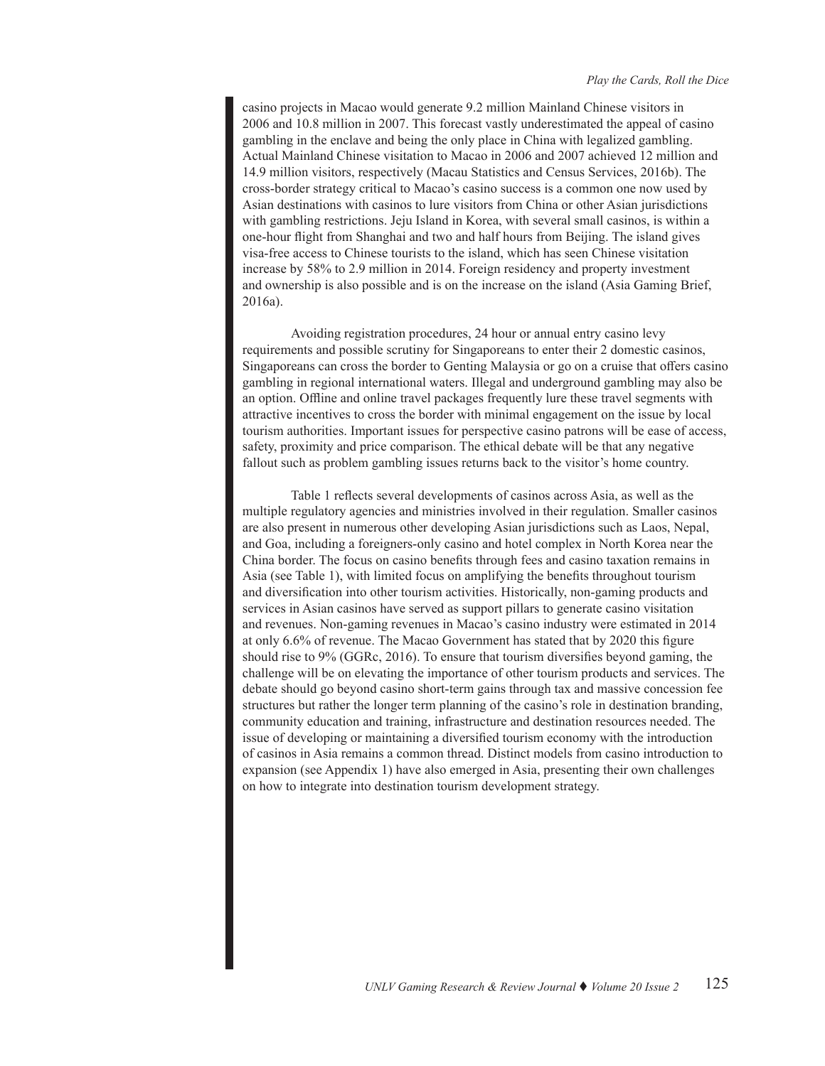casino projects in Macao would generate 9.2 million Mainland Chinese visitors in 2006 and 10.8 million in 2007. This forecast vastly underestimated the appeal of casino gambling in the enclave and being the only place in China with legalized gambling. Actual Mainland Chinese visitation to Macao in 2006 and 2007 achieved 12 million and 14.9 million visitors, respectively (Macau Statistics and Census Services, 2016b). The cross-border strategy critical to Macao's casino success is a common one now used by Asian destinations with casinos to lure visitors from China or other Asian jurisdictions with gambling restrictions. Jeju Island in Korea, with several small casinos, is within a one-hour flight from Shanghai and two and half hours from Beijing. The island gives visa-free access to Chinese tourists to the island, which has seen Chinese visitation increase by 58% to 2.9 million in 2014. Foreign residency and property investment and ownership is also possible and is on the increase on the island (Asia Gaming Brief, 2016a).

Avoiding registration procedures, 24 hour or annual entry casino levy requirements and possible scrutiny for Singaporeans to enter their 2 domestic casinos, Singaporeans can cross the border to Genting Malaysia or go on a cruise that offers casino gambling in regional international waters. Illegal and underground gambling may also be an option. Offline and online travel packages frequently lure these travel segments with attractive incentives to cross the border with minimal engagement on the issue by local tourism authorities. Important issues for perspective casino patrons will be ease of access, safety, proximity and price comparison. The ethical debate will be that any negative fallout such as problem gambling issues returns back to the visitor's home country.

Table 1 reflects several developments of casinos across Asia, as well as the multiple regulatory agencies and ministries involved in their regulation. Smaller casinos are also present in numerous other developing Asian jurisdictions such as Laos, Nepal, and Goa, including a foreigners-only casino and hotel complex in North Korea near the China border. The focus on casino benefits through fees and casino taxation remains in Asia (see Table 1), with limited focus on amplifying the benefits throughout tourism and diversification into other tourism activities. Historically, non-gaming products and services in Asian casinos have served as support pillars to generate casino visitation and revenues. Non-gaming revenues in Macao's casino industry were estimated in 2014 at only 6.6% of revenue. The Macao Government has stated that by 2020 this figure should rise to 9% (GGRc, 2016). To ensure that tourism diversifies beyond gaming, the challenge will be on elevating the importance of other tourism products and services. The debate should go beyond casino short-term gains through tax and massive concession fee structures but rather the longer term planning of the casino's role in destination branding, community education and training, infrastructure and destination resources needed. The issue of developing or maintaining a diversified tourism economy with the introduction of casinos in Asia remains a common thread. Distinct models from casino introduction to expansion (see Appendix 1) have also emerged in Asia, presenting their own challenges on how to integrate into destination tourism development strategy.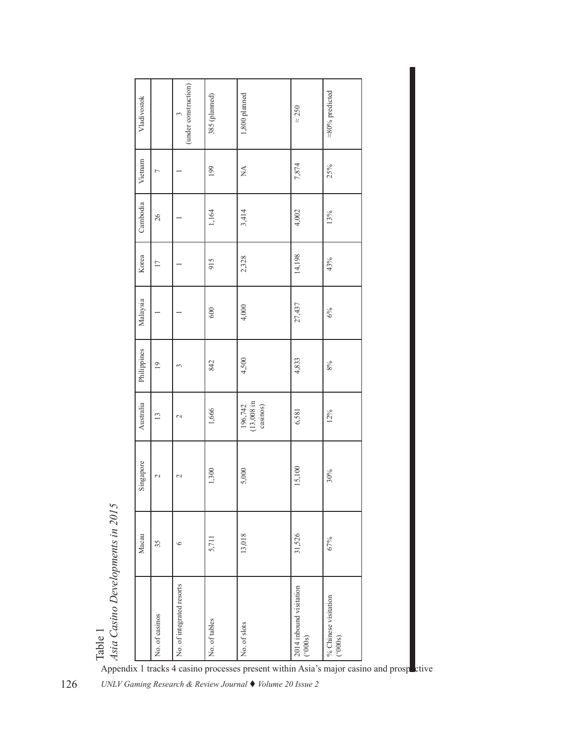Table 1
*Asia Casino Developments in 2015*

| | Macau | Singapore | Australia | Philippines | Malaysia | Korea | Cambodia | Vietnam | Vladivostok |
|---|---|---|---|---|---|---|---|---|---|
| No. of casinos | 35 | 2 | 13 | 19 | 1 | 17 | 26 | 7 | |
| No. of integrated resorts | 6 | 2 | 2 | 3 | 1 | 1 | 1 | 1 | 3 (under construction) |
| No. of tables | 5,711 | 1,300 | 1,666 | 842 | 600 | 915 | 1,164 | 199 | 385 (planned) |
| No. of slots | 13,018 | 5,000 | 196,742 (13,008 in casinos) | 4,500 | 4,000 | 2,328 | 3,414 | NA | 1,800 planned |
| 2014 inbound visitation ('000s) | 31,526 | 15,100 | 6,581 | 4,833 | 27,437 | 14,198 | 4,002 | 7,874 | ≈ 250 |
| % Chinese visitation ('000s) | 67% | 30% | 12% | 8% | 6% | 43% | 13% | 25% | ≈80% predicted |

Appendix 1 tracks 4 casino processes present within Asia's major casino and prospective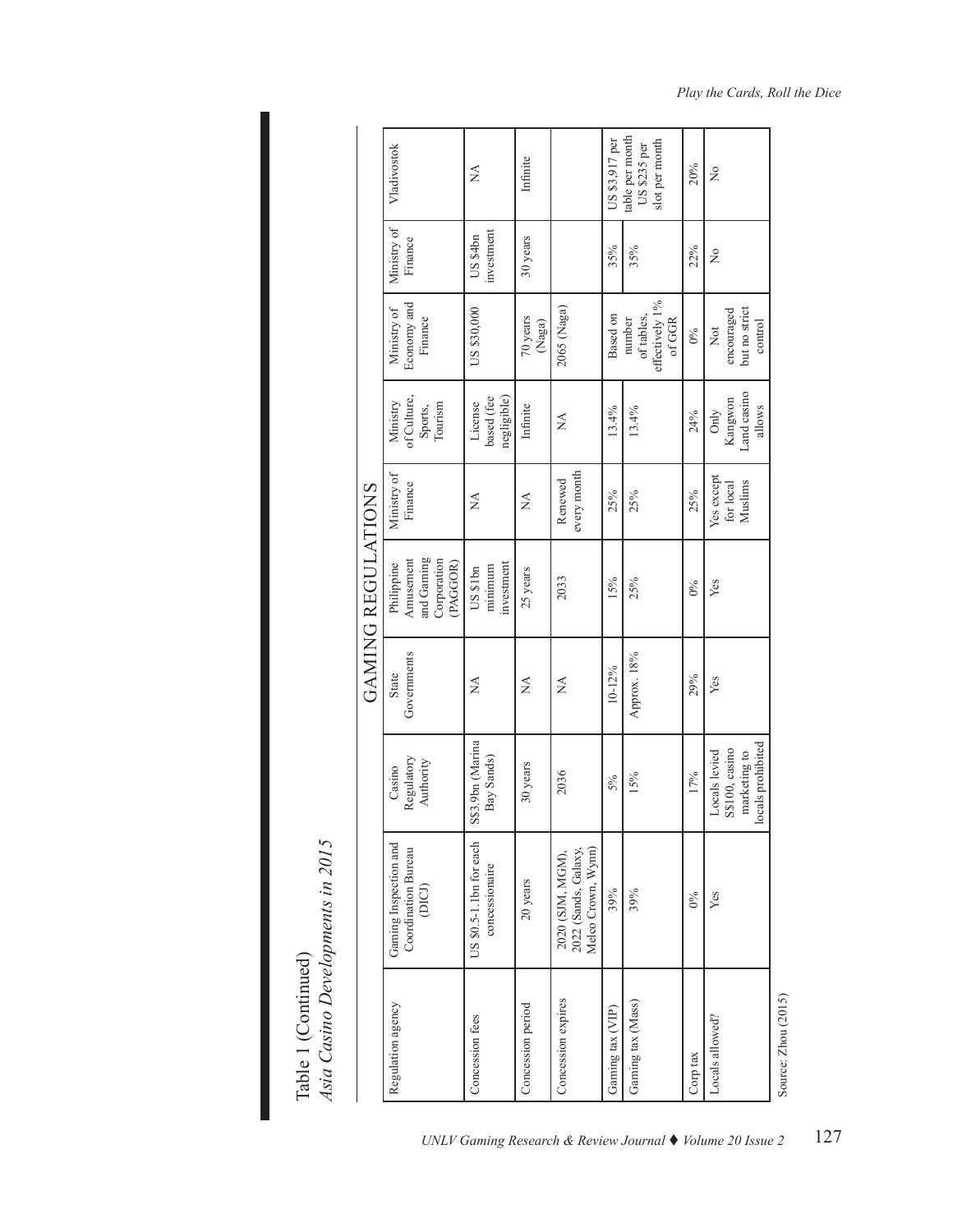Table 1 (Continued)

*Asia Casino Developments in 2015*

| | GAMING REGULATIONS | | | | | | | | |
|---|---|---|---|---|---|---|---|---|---|
| Regulation agency | Gaming Inspection and Coordination Bureau (DICJ) | Casino Regulatory Authority | State Governments | Philippine Amusement and Gaming Corporation (PAGCOR) | Ministry of Finance | Ministry of Culture, Sports, Tourism | Ministry of Economy and Finance | Ministry of Finance | Vladivostok |
| Concession fees | US $0.5-1.1bn for each concessionaire | S$3.9bn (Marina Bay Sands) | NA | US $1bn minimum investment | NA | License based (fee negligible) | US $30,000 | US $4bn investment | NA |
| Concession period | 20 years | 30 years | NA | 25 years | NA | Infinite | 70 years (Naga) | 30 years | Infinite |
| Concession expires | 2020 (SJM, MGM), 2022 (Sands, Galaxy, Melco Crown, Wynn) | 2036 | NA | 2033 | Renewed every month | NA | 2065 (Naga) | | |
| Gaming tax (VIP) | 39% | 5% | 10-12% | 15% | 25% | 13.4% | Based on number of tables, effectively 1% of GGR | 35% | US $3,917 per table per month US $235 per slot per month |
| Gaming tax (Mass) | 39% | 15% | Approx. 18% | 25% | 25% | 13.4% | | 35% | |
| Corp tax | 0% | 17% | 29% | 0% | 25% | 24% | 0% | 22% | 20% |
| Locals allowed? | Yes | Locals levied S$100, casino marketing to locals prohibited | Yes | Yes | Yes except for local Muslims | Only Kangwon Land casino allows | Not encouraged but no strict control | No | No |

Source: Zhou (2015)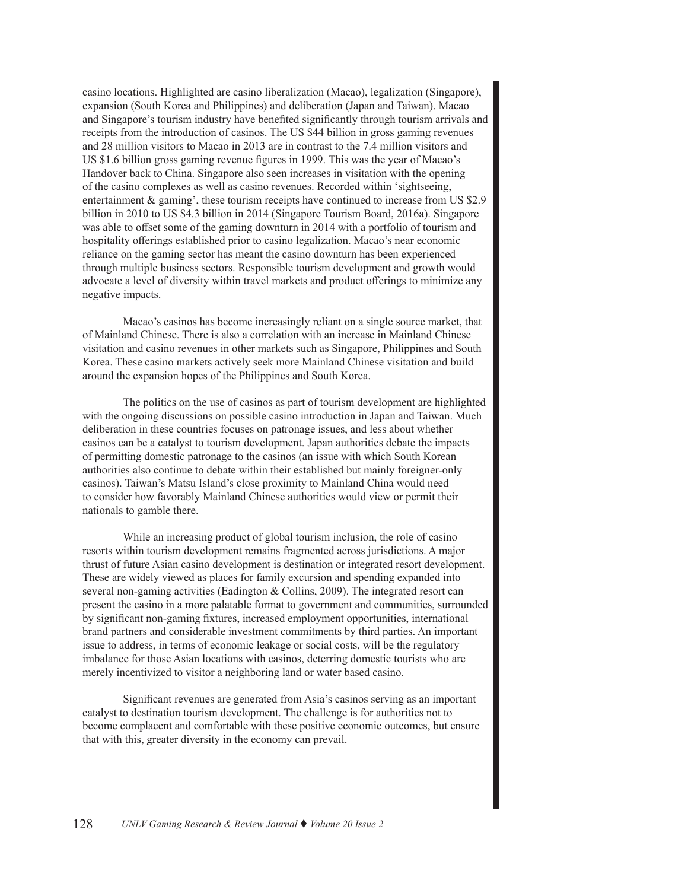casino locations. Highlighted are casino liberalization (Macao), legalization (Singapore), expansion (South Korea and Philippines) and deliberation (Japan and Taiwan). Macao and Singapore's tourism industry have benefited significantly through tourism arrivals and receipts from the introduction of casinos. The US $44 billion in gross gaming revenues and 28 million visitors to Macao in 2013 are in contrast to the 7.4 million visitors and US $1.6 billion gross gaming revenue figures in 1999. This was the year of Macao's Handover back to China. Singapore also seen increases in visitation with the opening of the casino complexes as well as casino revenues. Recorded within 'sightseeing, entertainment & gaming', these tourism receipts have continued to increase from US $2.9 billion in 2010 to US $4.3 billion in 2014 (Singapore Tourism Board, 2016a). Singapore was able to offset some of the gaming downturn in 2014 with a portfolio of tourism and hospitality offerings established prior to casino legalization. Macao's near economic reliance on the gaming sector has meant the casino downturn has been experienced through multiple business sectors. Responsible tourism development and growth would advocate a level of diversity within travel markets and product offerings to minimize any negative impacts.

Macao's casinos has become increasingly reliant on a single source market, that of Mainland Chinese. There is also a correlation with an increase in Mainland Chinese visitation and casino revenues in other markets such as Singapore, Philippines and South Korea. These casino markets actively seek more Mainland Chinese visitation and build around the expansion hopes of the Philippines and South Korea.

The politics on the use of casinos as part of tourism development are highlighted with the ongoing discussions on possible casino introduction in Japan and Taiwan. Much deliberation in these countries focuses on patronage issues, and less about whether casinos can be a catalyst to tourism development. Japan authorities debate the impacts of permitting domestic patronage to the casinos (an issue with which South Korean authorities also continue to debate within their established but mainly foreigner-only casinos). Taiwan's Matsu Island's close proximity to Mainland China would need to consider how favorably Mainland Chinese authorities would view or permit their nationals to gamble there.

While an increasing product of global tourism inclusion, the role of casino resorts within tourism development remains fragmented across jurisdictions. A major thrust of future Asian casino development is destination or integrated resort development. These are widely viewed as places for family excursion and spending expanded into several non-gaming activities (Eadington & Collins, 2009). The integrated resort can present the casino in a more palatable format to government and communities, surrounded by significant non-gaming fixtures, increased employment opportunities, international brand partners and considerable investment commitments by third parties. An important issue to address, in terms of economic leakage or social costs, will be the regulatory imbalance for those Asian locations with casinos, deterring domestic tourists who are merely incentivized to visitor a neighboring land or water based casino.

Significant revenues are generated from Asia's casinos serving as an important catalyst to destination tourism development. The challenge is for authorities not to become complacent and comfortable with these positive economic outcomes, but ensure that with this, greater diversity in the economy can prevail.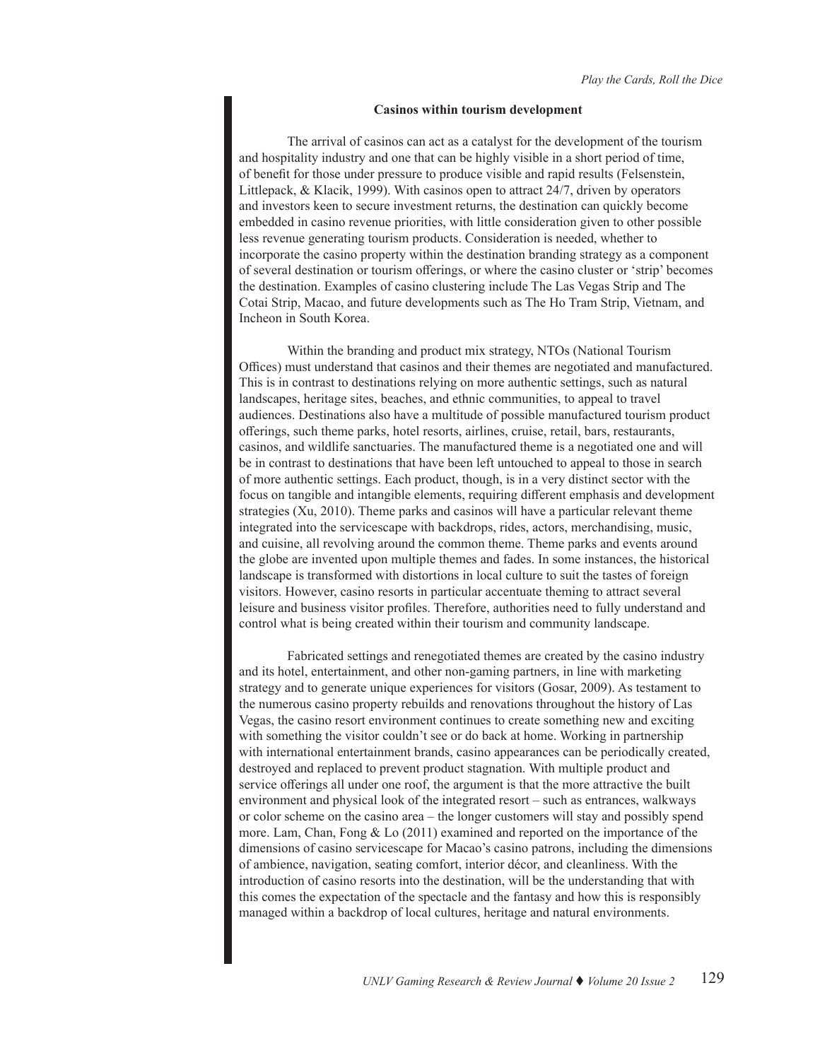### Casinos within tourism development

The arrival of casinos can act as a catalyst for the development of the tourism and hospitality industry and one that can be highly visible in a short period of time, of benefit for those under pressure to produce visible and rapid results (Felsenstein, Littlepack, & Klacik, 1999). With casinos open to attract 24/7, driven by operators and investors keen to secure investment returns, the destination can quickly become embedded in casino revenue priorities, with little consideration given to other possible less revenue generating tourism products. Consideration is needed, whether to incorporate the casino property within the destination branding strategy as a component of several destination or tourism offerings, or where the casino cluster or 'strip' becomes the destination. Examples of casino clustering include The Las Vegas Strip and The Cotai Strip, Macao, and future developments such as The Ho Tram Strip, Vietnam, and Incheon in South Korea.

Within the branding and product mix strategy, NTOs (National Tourism Offices) must understand that casinos and their themes are negotiated and manufactured. This is in contrast to destinations relying on more authentic settings, such as natural landscapes, heritage sites, beaches, and ethnic communities, to appeal to travel audiences. Destinations also have a multitude of possible manufactured tourism product offerings, such theme parks, hotel resorts, airlines, cruise, retail, bars, restaurants, casinos, and wildlife sanctuaries. The manufactured theme is a negotiated one and will be in contrast to destinations that have been left untouched to appeal to those in search of more authentic settings. Each product, though, is in a very distinct sector with the focus on tangible and intangible elements, requiring different emphasis and development strategies (Xu, 2010). Theme parks and casinos will have a particular relevant theme integrated into the servicescape with backdrops, rides, actors, merchandising, music, and cuisine, all revolving around the common theme. Theme parks and events around the globe are invented upon multiple themes and fades. In some instances, the historical landscape is transformed with distortions in local culture to suit the tastes of foreign visitors. However, casino resorts in particular accentuate theming to attract several leisure and business visitor profiles. Therefore, authorities need to fully understand and control what is being created within their tourism and community landscape.

Fabricated settings and renegotiated themes are created by the casino industry and its hotel, entertainment, and other non-gaming partners, in line with marketing strategy and to generate unique experiences for visitors (Gosar, 2009). As testament to the numerous casino property rebuilds and renovations throughout the history of Las Vegas, the casino resort environment continues to create something new and exciting with something the visitor couldn't see or do back at home. Working in partnership with international entertainment brands, casino appearances can be periodically created, destroyed and replaced to prevent product stagnation. With multiple product and service offerings all under one roof, the argument is that the more attractive the built environment and physical look of the integrated resort – such as entrances, walkways or color scheme on the casino area – the longer customers will stay and possibly spend more. Lam, Chan, Fong & Lo (2011) examined and reported on the importance of the dimensions of casino servicescape for Macao's casino patrons, including the dimensions of ambience, navigation, seating comfort, interior décor, and cleanliness. With the introduction of casino resorts into the destination, will be the understanding that with this comes the expectation of the spectacle and the fantasy and how this is responsibly managed within a backdrop of local cultures, heritage and natural environments.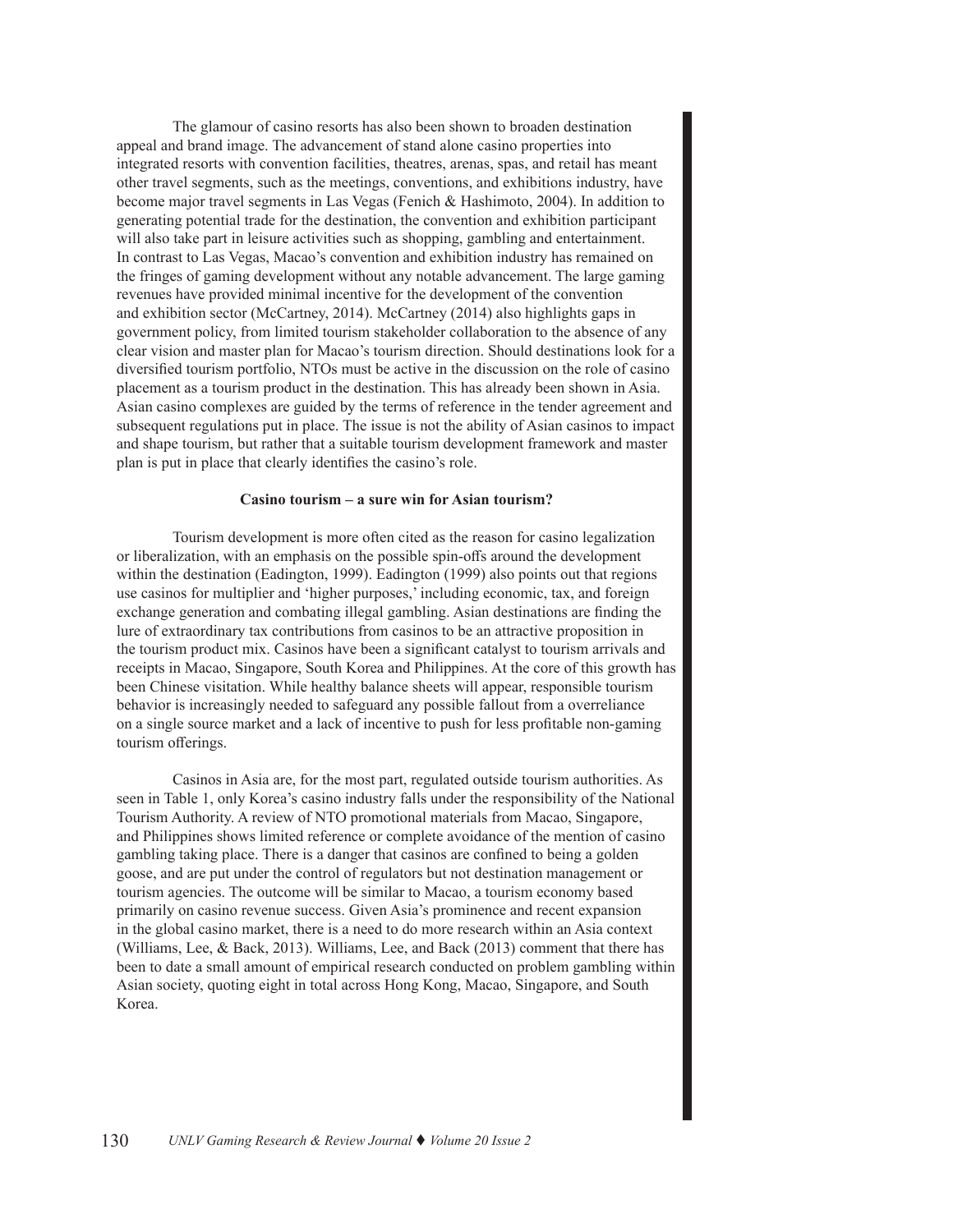The glamour of casino resorts has also been shown to broaden destination appeal and brand image. The advancement of stand alone casino properties into integrated resorts with convention facilities, theatres, arenas, spas, and retail has meant other travel segments, such as the meetings, conventions, and exhibitions industry, have become major travel segments in Las Vegas (Fenich & Hashimoto, 2004). In addition to generating potential trade for the destination, the convention and exhibition participant will also take part in leisure activities such as shopping, gambling and entertainment. In contrast to Las Vegas, Macao's convention and exhibition industry has remained on the fringes of gaming development without any notable advancement. The large gaming revenues have provided minimal incentive for the development of the convention and exhibition sector (McCartney, 2014). McCartney (2014) also highlights gaps in government policy, from limited tourism stakeholder collaboration to the absence of any clear vision and master plan for Macao's tourism direction. Should destinations look for a diversified tourism portfolio, NTOs must be active in the discussion on the role of casino placement as a tourism product in the destination. This has already been shown in Asia. Asian casino complexes are guided by the terms of reference in the tender agreement and subsequent regulations put in place. The issue is not the ability of Asian casinos to impact and shape tourism, but rather that a suitable tourism development framework and master plan is put in place that clearly identifies the casino's role.

**Casino tourism – a sure win for Asian tourism?**

Tourism development is more often cited as the reason for casino legalization or liberalization, with an emphasis on the possible spin-offs around the development within the destination (Eadington, 1999). Eadington (1999) also points out that regions use casinos for multiplier and 'higher purposes,' including economic, tax, and foreign exchange generation and combating illegal gambling. Asian destinations are finding the lure of extraordinary tax contributions from casinos to be an attractive proposition in the tourism product mix. Casinos have been a significant catalyst to tourism arrivals and receipts in Macao, Singapore, South Korea and Philippines. At the core of this growth has been Chinese visitation. While healthy balance sheets will appear, responsible tourism behavior is increasingly needed to safeguard any possible fallout from a overreliance on a single source market and a lack of incentive to push for less profitable non-gaming tourism offerings.

Casinos in Asia are, for the most part, regulated outside tourism authorities. As seen in Table 1, only Korea's casino industry falls under the responsibility of the National Tourism Authority. A review of NTO promotional materials from Macao, Singapore, and Philippines shows limited reference or complete avoidance of the mention of casino gambling taking place. There is a danger that casinos are confined to being a golden goose, and are put under the control of regulators but not destination management or tourism agencies. The outcome will be similar to Macao, a tourism economy based primarily on casino revenue success. Given Asia's prominence and recent expansion in the global casino market, there is a need to do more research within an Asia context (Williams, Lee, & Back, 2013). Williams, Lee, and Back (2013) comment that there has been to date a small amount of empirical research conducted on problem gambling within Asian society, quoting eight in total across Hong Kong, Macao, Singapore, and South Korea.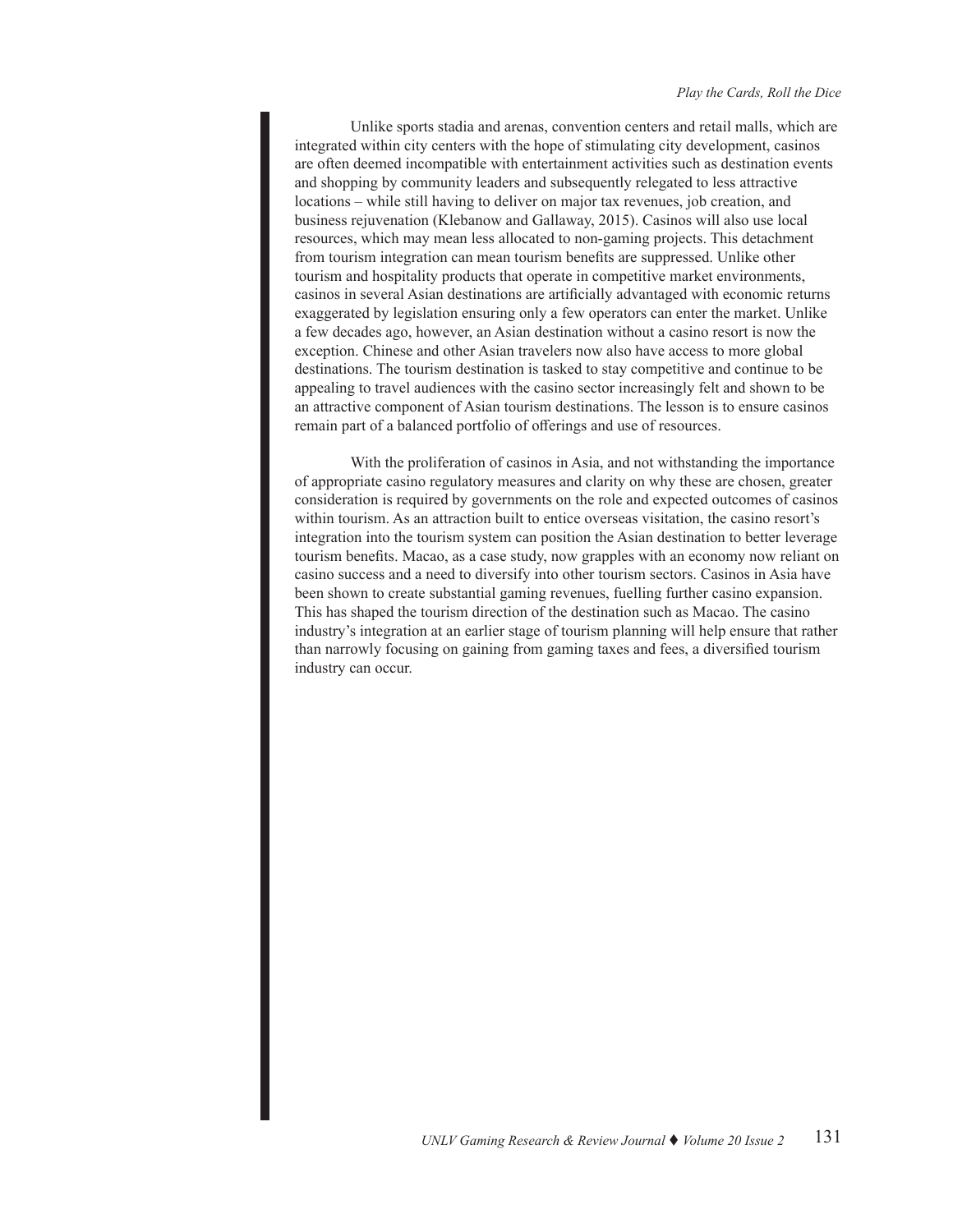Unlike sports stadia and arenas, convention centers and retail malls, which are integrated within city centers with the hope of stimulating city development, casinos are often deemed incompatible with entertainment activities such as destination events and shopping by community leaders and subsequently relegated to less attractive locations – while still having to deliver on major tax revenues, job creation, and business rejuvenation (Klebanow and Gallaway, 2015). Casinos will also use local resources, which may mean less allocated to non-gaming projects. This detachment from tourism integration can mean tourism benefits are suppressed. Unlike other tourism and hospitality products that operate in competitive market environments, casinos in several Asian destinations are artificially advantaged with economic returns exaggerated by legislation ensuring only a few operators can enter the market. Unlike a few decades ago, however, an Asian destination without a casino resort is now the exception. Chinese and other Asian travelers now also have access to more global destinations. The tourism destination is tasked to stay competitive and continue to be appealing to travel audiences with the casino sector increasingly felt and shown to be an attractive component of Asian tourism destinations. The lesson is to ensure casinos remain part of a balanced portfolio of offerings and use of resources.

With the proliferation of casinos in Asia, and not withstanding the importance of appropriate casino regulatory measures and clarity on why these are chosen, greater consideration is required by governments on the role and expected outcomes of casinos within tourism. As an attraction built to entice overseas visitation, the casino resort's integration into the tourism system can position the Asian destination to better leverage tourism benefits. Macao, as a case study, now grapples with an economy now reliant on casino success and a need to diversify into other tourism sectors. Casinos in Asia have been shown to create substantial gaming revenues, fuelling further casino expansion. This has shaped the tourism direction of the destination such as Macao. The casino industry's integration at an earlier stage of tourism planning will help ensure that rather than narrowly focusing on gaining from gaming taxes and fees, a diversified tourism industry can occur.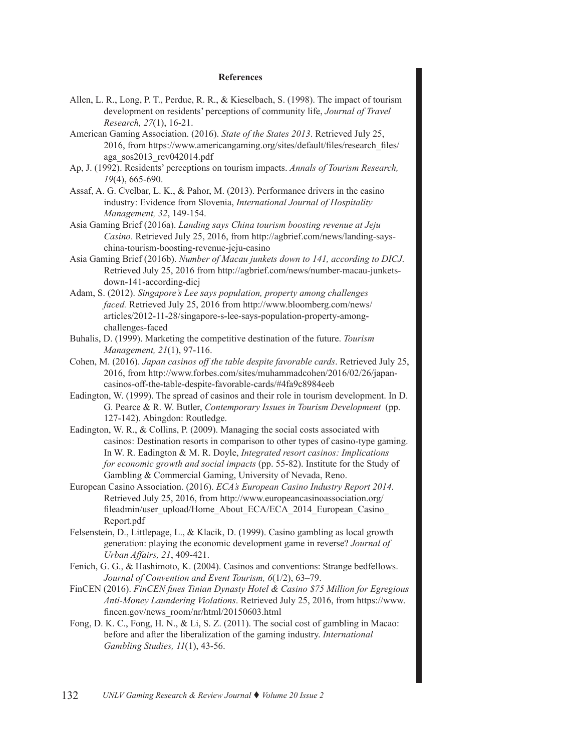## References

Allen, L. R., Long, P. T., Perdue, R. R., & Kieselbach, S. (1998). The impact of tourism development on residents' perceptions of community life, *Journal of Travel Research, 27*(1), 16-21.

American Gaming Association. (2016). *State of the States 2013*. Retrieved July 25, 2016, from https://www.americangaming.org/sites/default/files/research_files/aga_sos2013_rev042014.pdf

Ap, J. (1992). Residents' perceptions on tourism impacts. *Annals of Tourism Research, 19*(4), 665-690.

Assaf, A. G. Cvelbar, L. K., & Pahor, M. (2013). Performance drivers in the casino industry: Evidence from Slovenia, *International Journal of Hospitality Management, 32*, 149-154.

Asia Gaming Brief (2016a). *Landing says China tourism boosting revenue at Jeju Casino*. Retrieved July 25, 2016, from http://agbrief.com/news/landing-says-china-tourism-boosting-revenue-jeju-casino

Asia Gaming Brief (2016b). *Number of Macau junkets down to 141, according to DICJ*. Retrieved July 25, 2016 from http://agbrief.com/news/number-macau-junkets-down-141-according-dicj

Adam, S. (2012). *Singapore's Lee says population, property among challenges faced.* Retrieved July 25, 2016 from http://www.bloomberg.com/news/articles/2012-11-28/singapore-s-lee-says-population-property-among-challenges-faced

Buhalis, D. (1999). Marketing the competitive destination of the future. *Tourism Management, 21*(1), 97-116.

Cohen, M. (2016). *Japan casinos off the table despite favorable cards*. Retrieved July 25, 2016, from http://www.forbes.com/sites/muhammadcohen/2016/02/26/japan-casinos-off-the-table-despite-favorable-cards/#4fa9c8984eeb

Eadington, W. (1999). The spread of casinos and their role in tourism development. In D. G. Pearce & R. W. Butler, *Contemporary Issues in Tourism Development* (pp. 127-142). Abingdon: Routledge.

Eadington, W. R., & Collins, P. (2009). Managing the social costs associated with casinos: Destination resorts in comparison to other types of casino-type gaming. In W. R. Eadington & M. R. Doyle, *Integrated resort casinos: Implications for economic growth and social impacts* (pp. 55-82). Institute for the Study of Gambling & Commercial Gaming, University of Nevada, Reno.

European Casino Association. (2016). *ECA's European Casino Industry Report 2014*. Retrieved July 25, 2016, from http://www.europeancasinoassociation.org/fileadmin/user_upload/Home_About_ECA/ECA_2014_European_Casino_Report.pdf

Felsenstein, D., Littlepage, L., & Klacik, D. (1999). Casino gambling as local growth generation: playing the economic development game in reverse? *Journal of Urban Affairs, 21*, 409-421.

Fenich, G. G., & Hashimoto, K. (2004). Casinos and conventions: Strange bedfellows. *Journal of Convention and Event Tourism, 6*(1/2), 63–79.

FinCEN (2016). *FinCEN fines Tinian Dynasty Hotel & Casino $75 Million for Egregious Anti-Money Laundering Violations*. Retrieved July 25, 2016, from https://www.fincen.gov/news_room/nr/html/20150603.html

Fong, D. K. C., Fong, H. N., & Li, S. Z. (2011). The social cost of gambling in Macao: before and after the liberalization of the gaming industry. *International Gambling Studies, 11*(1), 43-56.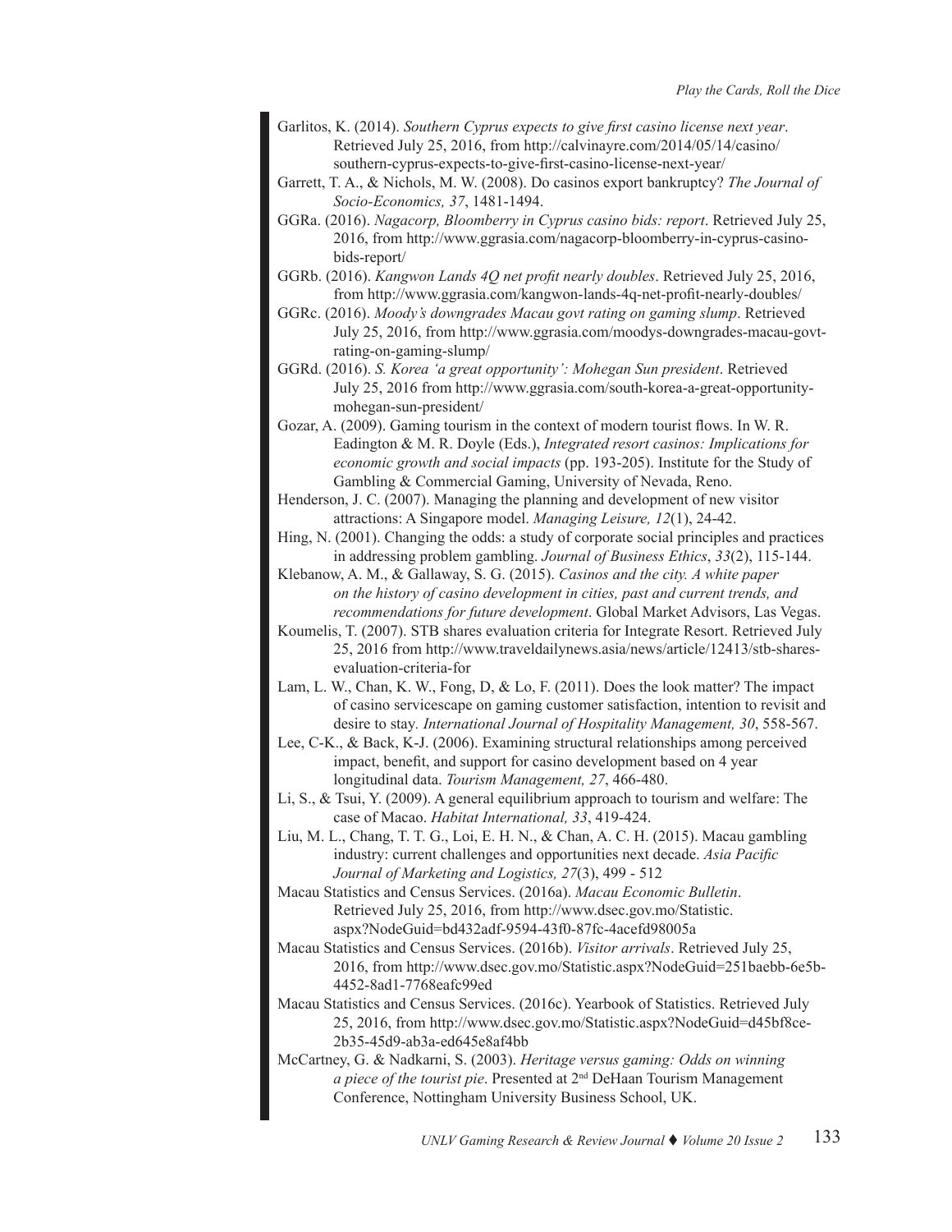Garlitos, K. (2014). *Southern Cyprus expects to give first casino license next year*. Retrieved July 25, 2016, from http://calvinayre.com/2014/05/14/casino/southern-cyprus-expects-to-give-first-casino-license-next-year/

Garrett, T. A., & Nichols, M. W. (2008). Do casinos export bankruptcy? *The Journal of Socio-Economics, 37*, 1481-1494.

GGRa. (2016). *Nagacorp, Bloomberry in Cyprus casino bids: report*. Retrieved July 25, 2016, from http://www.ggrasia.com/nagacorp-bloomberry-in-cyprus-casino-bids-report/

GGRb. (2016). *Kangwon Lands 4Q net profit nearly doubles*. Retrieved July 25, 2016, from http://www.ggrasia.com/kangwon-lands-4q-net-profit-nearly-doubles/

GGRc. (2016). *Moody's downgrades Macau govt rating on gaming slump*. Retrieved July 25, 2016, from http://www.ggrasia.com/moodys-downgrades-macau-govt-rating-on-gaming-slump/

GGRd. (2016). *S. Korea 'a great opportunity': Mohegan Sun president*. Retrieved July 25, 2016 from http://www.ggrasia.com/south-korea-a-great-opportunity-mohegan-sun-president/

Gozar, A. (2009). Gaming tourism in the context of modern tourist flows. In W. R. Eadington & M. R. Doyle (Eds.), *Integrated resort casinos: Implications for economic growth and social impacts* (pp. 193-205). Institute for the Study of Gambling & Commercial Gaming, University of Nevada, Reno.

Henderson, J. C. (2007). Managing the planning and development of new visitor attractions: A Singapore model. *Managing Leisure, 12*(1), 24-42.

Hing, N. (2001). Changing the odds: a study of corporate social principles and practices in addressing problem gambling. *Journal of Business Ethics*, *33*(2), 115-144.

Klebanow, A. M., & Gallaway, S. G. (2015). *Casinos and the city. A white paper on the history of casino development in cities, past and current trends, and recommendations for future development*. Global Market Advisors, Las Vegas.

Koumelis, T. (2007). STB shares evaluation criteria for Integrate Resort. Retrieved July 25, 2016 from http://www.traveldailynews.asia/news/article/12413/stb-shares-evaluation-criteria-for

Lam, L. W., Chan, K. W., Fong, D, & Lo, F. (2011). Does the look matter? The impact of casino servicescape on gaming customer satisfaction, intention to revisit and desire to stay. *International Journal of Hospitality Management, 30*, 558-567.

Lee, C-K., & Back, K-J. (2006). Examining structural relationships among perceived impact, benefit, and support for casino development based on 4 year longitudinal data. *Tourism Management, 27*, 466-480.

Li, S., & Tsui, Y. (2009). A general equilibrium approach to tourism and welfare: The case of Macao. *Habitat International, 33*, 419-424.

Liu, M. L., Chang, T. T. G., Loi, E. H. N., & Chan, A. C. H. (2015). Macau gambling industry: current challenges and opportunities next decade. *Asia Pacific Journal of Marketing and Logistics, 27*(3), 499 - 512

Macau Statistics and Census Services. (2016a). *Macau Economic Bulletin*. Retrieved July 25, 2016, from http://www.dsec.gov.mo/Statistic.aspx?NodeGuid=bd432adf-9594-43f0-87fc-4acefd98005a

Macau Statistics and Census Services. (2016b). *Visitor arrivals*. Retrieved July 25, 2016, from http://www.dsec.gov.mo/Statistic.aspx?NodeGuid=251baebb-6e5b-4452-8ad1-7768eafc99ed

Macau Statistics and Census Services. (2016c). Yearbook of Statistics. Retrieved July 25, 2016, from http://www.dsec.gov.mo/Statistic.aspx?NodeGuid=d45bf8ce-2b35-45d9-ab3a-ed645e8af4bb

McCartney, G. & Nadkarni, S. (2003). *Heritage versus gaming: Odds on winning a piece of the tourist pie*. Presented at 2nd DeHaan Tourism Management Conference, Nottingham University Business School, UK.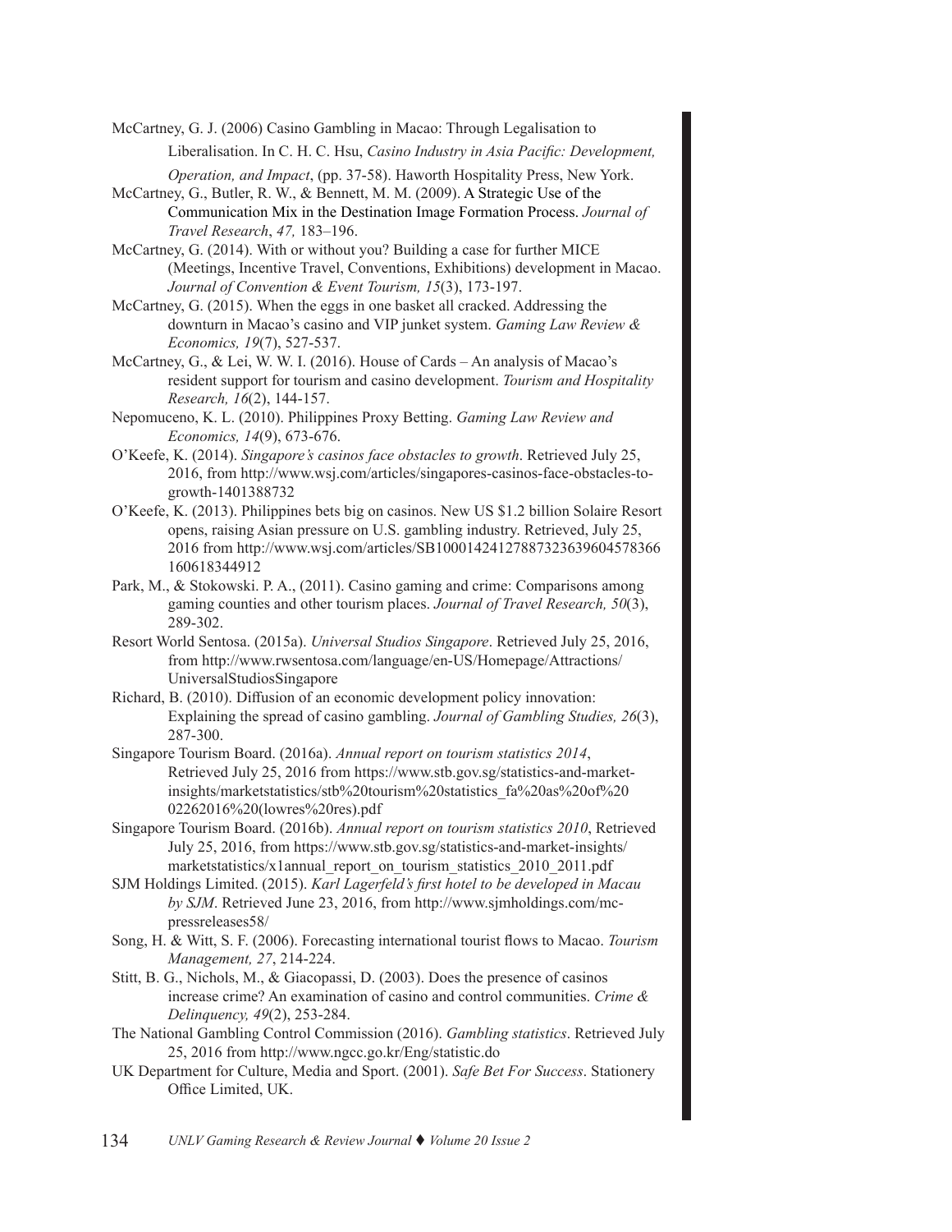McCartney, G. J. (2006) Casino Gambling in Macao: Through Legalisation to Liberalisation. In C. H. C. Hsu, *Casino Industry in Asia Pacific: Development, Operation, and Impact*, (pp. 37-58). Haworth Hospitality Press, New York.

McCartney, G., Butler, R. W., & Bennett, M. M. (2009). A Strategic Use of the Communication Mix in the Destination Image Formation Process. *Journal of Travel Research*, *47,* 183–196.

McCartney, G. (2014). With or without you? Building a case for further MICE (Meetings, Incentive Travel, Conventions, Exhibitions) development in Macao. *Journal of Convention & Event Tourism, 15*(3), 173-197.

McCartney, G. (2015). When the eggs in one basket all cracked. Addressing the downturn in Macao's casino and VIP junket system. *Gaming Law Review & Economics, 19*(7), 527-537.

McCartney, G., & Lei, W. W. I. (2016). House of Cards – An analysis of Macao's resident support for tourism and casino development. *Tourism and Hospitality Research, 16*(2), 144-157.

Nepomuceno, K. L. (2010). Philippines Proxy Betting. *Gaming Law Review and Economics, 14*(9), 673-676.

O'Keefe, K. (2014). *Singapore's casinos face obstacles to growth*. Retrieved July 25, 2016, from http://www.wsj.com/articles/singapores-casinos-face-obstacles-to-growth-1401388732

O'Keefe, K. (2013). Philippines bets big on casinos. New US $1.2 billion Solaire Resort opens, raising Asian pressure on U.S. gambling industry. Retrieved, July 25, 2016 from http://www.wsj.com/articles/SB10001424127887323639604578366160618344912

Park, M., & Stokowski. P. A., (2011). Casino gaming and crime: Comparisons among gaming counties and other tourism places. *Journal of Travel Research, 50*(3), 289-302.

Resort World Sentosa. (2015a). *Universal Studios Singapore*. Retrieved July 25, 2016, from http://www.rwsentosa.com/language/en-US/Homepage/Attractions/UniversalStudiosSingapore

Richard, B. (2010). Diffusion of an economic development policy innovation: Explaining the spread of casino gambling. *Journal of Gambling Studies, 26*(3), 287-300.

Singapore Tourism Board. (2016a). *Annual report on tourism statistics 2014*, Retrieved July 25, 2016 from https://www.stb.gov.sg/statistics-and-market-insights/marketstatistics/stb%20tourism%20statistics_fa%20as%20of%2002262016%20(lowres%20res).pdf

Singapore Tourism Board. (2016b). *Annual report on tourism statistics 2010*, Retrieved July 25, 2016, from https://www.stb.gov.sg/statistics-and-market-insights/marketstatistics/x1annual_report_on_tourism_statistics_2010_2011.pdf

SJM Holdings Limited. (2015). *Karl Lagerfeld's first hotel to be developed in Macau by SJM*. Retrieved June 23, 2016, from http://www.sjmholdings.com/mc-pressreleases58/

Song, H. & Witt, S. F. (2006). Forecasting international tourist flows to Macao. *Tourism Management, 27*, 214-224.

Stitt, B. G., Nichols, M., & Giacopassi, D. (2003). Does the presence of casinos increase crime? An examination of casino and control communities. *Crime & Delinquency, 49*(2), 253-284.

The National Gambling Control Commission (2016). *Gambling statistics*. Retrieved July 25, 2016 from http://www.ngcc.go.kr/Eng/statistic.do

UK Department for Culture, Media and Sport. (2001). *Safe Bet For Success*. Stationery Office Limited, UK.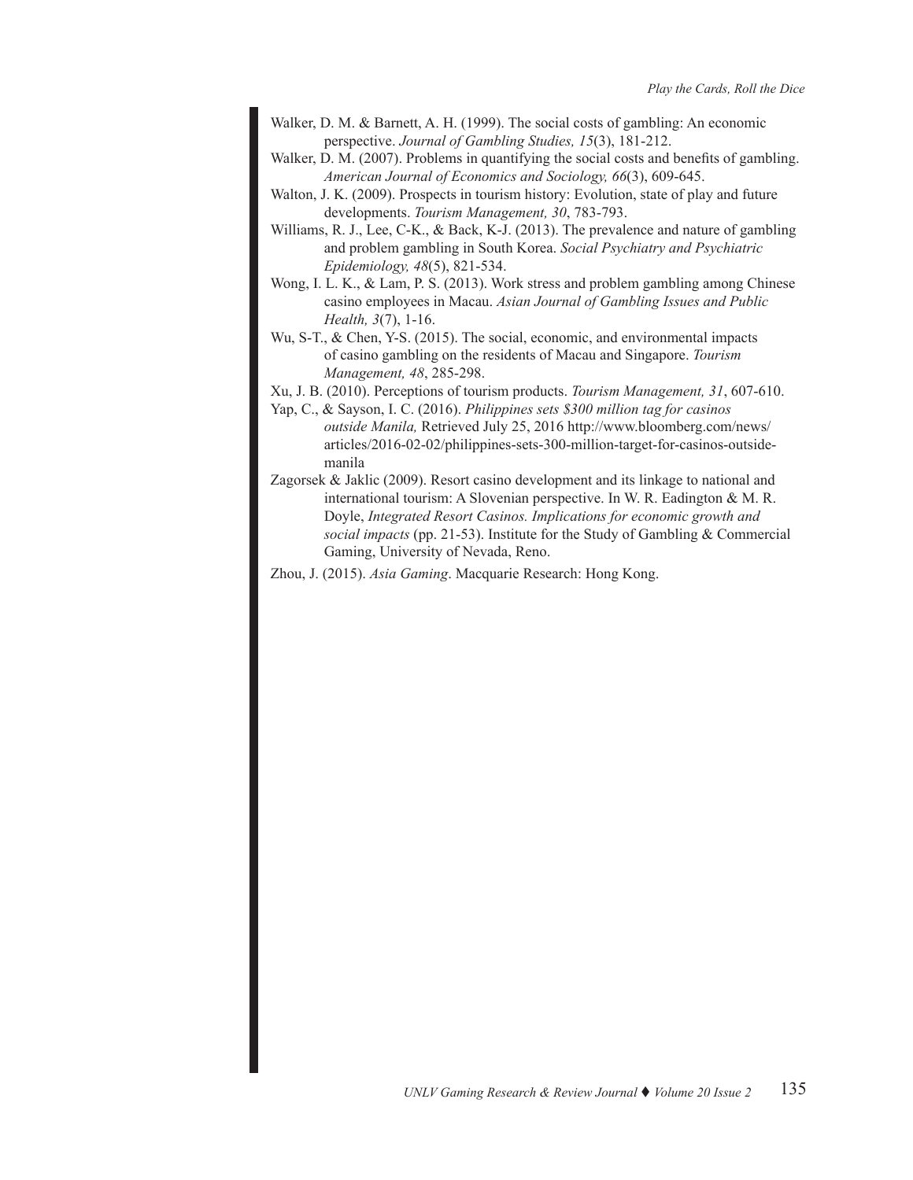Walker, D. M. & Barnett, A. H. (1999). The social costs of gambling: An economic perspective. *Journal of Gambling Studies, 15*(3), 181-212.

Walker, D. M. (2007). Problems in quantifying the social costs and benefits of gambling. *American Journal of Economics and Sociology, 66*(3), 609-645.

Walton, J. K. (2009). Prospects in tourism history: Evolution, state of play and future developments. *Tourism Management, 30*, 783-793.

Williams, R. J., Lee, C-K., & Back, K-J. (2013). The prevalence and nature of gambling and problem gambling in South Korea. *Social Psychiatry and Psychiatric Epidemiology, 48*(5), 821-534.

Wong, I. L. K., & Lam, P. S. (2013). Work stress and problem gambling among Chinese casino employees in Macau. *Asian Journal of Gambling Issues and Public Health, 3*(7), 1-16.

Wu, S-T., & Chen, Y-S. (2015). The social, economic, and environmental impacts of casino gambling on the residents of Macau and Singapore. *Tourism Management, 48*, 285-298.

Xu, J. B. (2010). Perceptions of tourism products. *Tourism Management, 31*, 607-610.

Yap, C., & Sayson, I. C. (2016). *Philippines sets $300 million tag for casinos outside Manila,* Retrieved July 25, 2016 http://www.bloomberg.com/news/articles/2016-02-02/philippines-sets-300-million-target-for-casinos-outside-manila

Zagorsek & Jaklic (2009). Resort casino development and its linkage to national and international tourism: A Slovenian perspective. In W. R. Eadington & M. R. Doyle, *Integrated Resort Casinos. Implications for economic growth and social impacts* (pp. 21-53). Institute for the Study of Gambling & Commercial Gaming, University of Nevada, Reno.

Zhou, J. (2015). *Asia Gaming*. Macquarie Research: Hong Kong.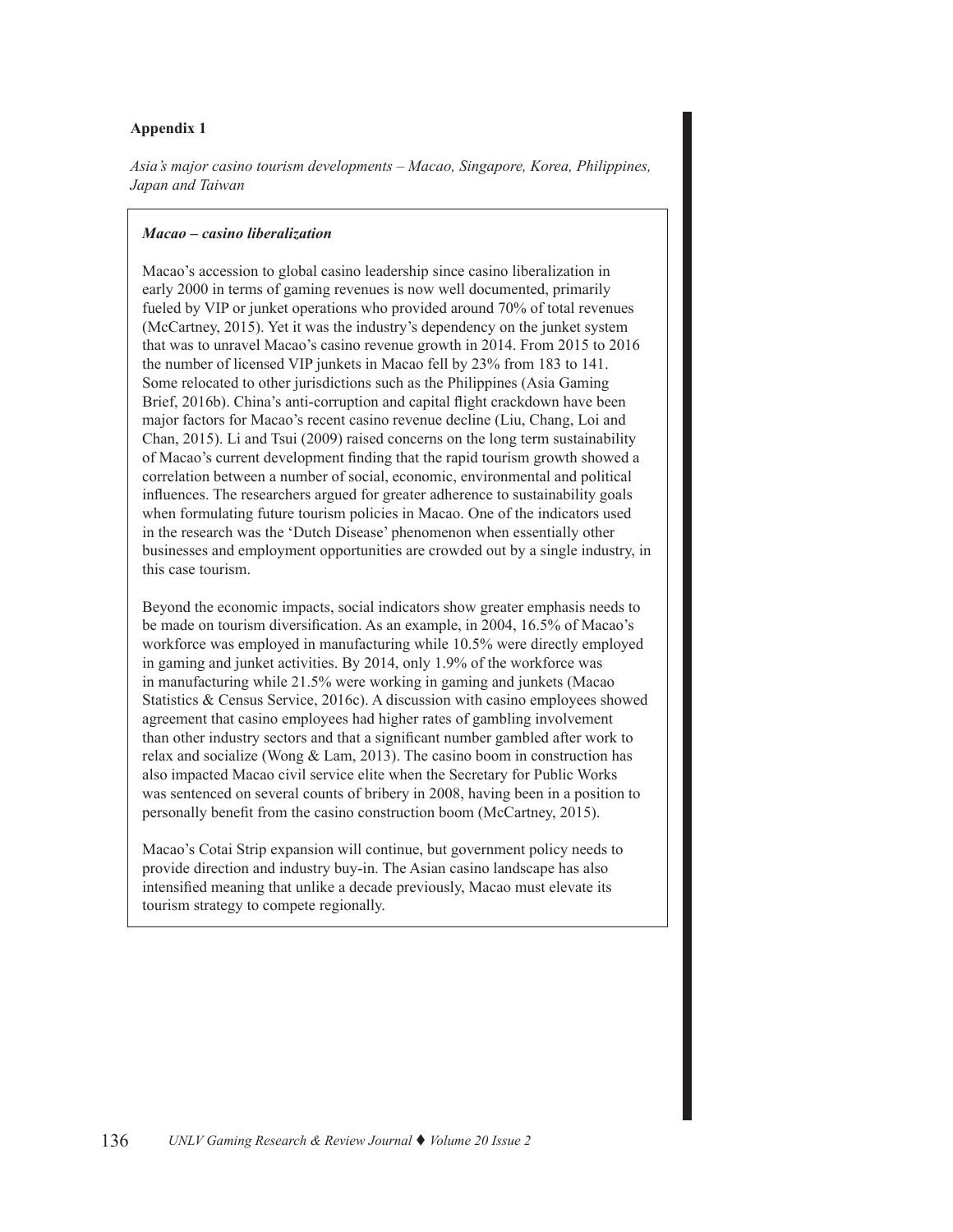## Appendix 1

*Asia's major casino tourism developments – Macao, Singapore, Korea, Philippines, Japan and Taiwan*

### *Macao – casino liberalization*

Macao's accession to global casino leadership since casino liberalization in early 2000 in terms of gaming revenues is now well documented, primarily fueled by VIP or junket operations who provided around 70% of total revenues (McCartney, 2015). Yet it was the industry's dependency on the junket system that was to unravel Macao's casino revenue growth in 2014. From 2015 to 2016 the number of licensed VIP junkets in Macao fell by 23% from 183 to 141. Some relocated to other jurisdictions such as the Philippines (Asia Gaming Brief, 2016b). China's anti-corruption and capital flight crackdown have been major factors for Macao's recent casino revenue decline (Liu, Chang, Loi and Chan, 2015). Li and Tsui (2009) raised concerns on the long term sustainability of Macao's current development finding that the rapid tourism growth showed a correlation between a number of social, economic, environmental and political influences. The researchers argued for greater adherence to sustainability goals when formulating future tourism policies in Macao. One of the indicators used in the research was the 'Dutch Disease' phenomenon when essentially other businesses and employment opportunities are crowded out by a single industry, in this case tourism.

Beyond the economic impacts, social indicators show greater emphasis needs to be made on tourism diversification. As an example, in 2004, 16.5% of Macao's workforce was employed in manufacturing while 10.5% were directly employed in gaming and junket activities. By 2014, only 1.9% of the workforce was in manufacturing while 21.5% were working in gaming and junkets (Macao Statistics & Census Service, 2016c). A discussion with casino employees showed agreement that casino employees had higher rates of gambling involvement than other industry sectors and that a significant number gambled after work to relax and socialize (Wong & Lam, 2013). The casino boom in construction has also impacted Macao civil service elite when the Secretary for Public Works was sentenced on several counts of bribery in 2008, having been in a position to personally benefit from the casino construction boom (McCartney, 2015).

Macao's Cotai Strip expansion will continue, but government policy needs to provide direction and industry buy-in. The Asian casino landscape has also intensified meaning that unlike a decade previously, Macao must elevate its tourism strategy to compete regionally.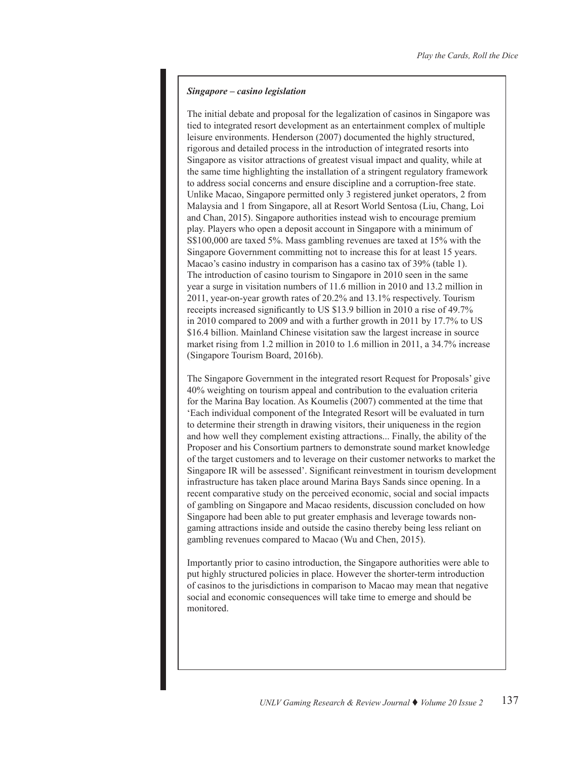***Singapore – casino legislation***

The initial debate and proposal for the legalization of casinos in Singapore was tied to integrated resort development as an entertainment complex of multiple leisure environments. Henderson (2007) documented the highly structured, rigorous and detailed process in the introduction of integrated resorts into Singapore as visitor attractions of greatest visual impact and quality, while at the same time highlighting the installation of a stringent regulatory framework to address social concerns and ensure discipline and a corruption-free state. Unlike Macao, Singapore permitted only 3 registered junket operators, 2 from Malaysia and 1 from Singapore, all at Resort World Sentosa (Liu, Chang, Loi and Chan, 2015). Singapore authorities instead wish to encourage premium play. Players who open a deposit account in Singapore with a minimum of S$100,000 are taxed 5%. Mass gambling revenues are taxed at 15% with the Singapore Government committing not to increase this for at least 15 years. Macao's casino industry in comparison has a casino tax of 39% (table 1). The introduction of casino tourism to Singapore in 2010 seen in the same year a surge in visitation numbers of 11.6 million in 2010 and 13.2 million in 2011, year-on-year growth rates of 20.2% and 13.1% respectively. Tourism receipts increased significantly to US $13.9 billion in 2010 a rise of 49.7% in 2010 compared to 2009 and with a further growth in 2011 by 17.7% to US $16.4 billion. Mainland Chinese visitation saw the largest increase in source market rising from 1.2 million in 2010 to 1.6 million in 2011, a 34.7% increase (Singapore Tourism Board, 2016b).

The Singapore Government in the integrated resort Request for Proposals' give 40% weighting on tourism appeal and contribution to the evaluation criteria for the Marina Bay location. As Koumelis (2007) commented at the time that 'Each individual component of the Integrated Resort will be evaluated in turn to determine their strength in drawing visitors, their uniqueness in the region and how well they complement existing attractions... Finally, the ability of the Proposer and his Consortium partners to demonstrate sound market knowledge of the target customers and to leverage on their customer networks to market the Singapore IR will be assessed'. Significant reinvestment in tourism development infrastructure has taken place around Marina Bays Sands since opening. In a recent comparative study on the perceived economic, social and social impacts of gambling on Singapore and Macao residents, discussion concluded on how Singapore had been able to put greater emphasis and leverage towards non-gaming attractions inside and outside the casino thereby being less reliant on gambling revenues compared to Macao (Wu and Chen, 2015).

Importantly prior to casino introduction, the Singapore authorities were able to put highly structured policies in place. However the shorter-term introduction of casinos to the jurisdictions in comparison to Macao may mean that negative social and economic consequences will take time to emerge and should be monitored.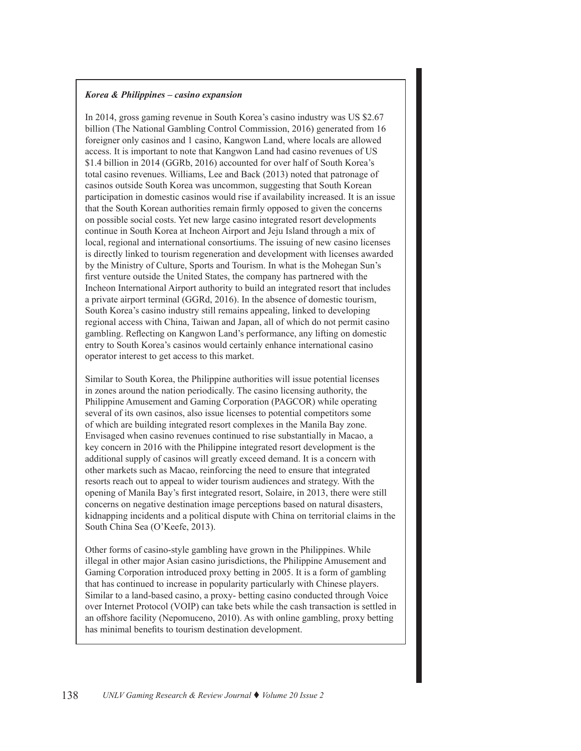***Korea & Philippines – casino expansion***

In 2014, gross gaming revenue in South Korea's casino industry was US $2.67 billion (The National Gambling Control Commission, 2016) generated from 16 foreigner only casinos and 1 casino, Kangwon Land, where locals are allowed access. It is important to note that Kangwon Land had casino revenues of US $1.4 billion in 2014 (GGRb, 2016) accounted for over half of South Korea's total casino revenues. Williams, Lee and Back (2013) noted that patronage of casinos outside South Korea was uncommon, suggesting that South Korean participation in domestic casinos would rise if availability increased. It is an issue that the South Korean authorities remain firmly opposed to given the concerns on possible social costs. Yet new large casino integrated resort developments continue in South Korea at Incheon Airport and Jeju Island through a mix of local, regional and international consortiums. The issuing of new casino licenses is directly linked to tourism regeneration and development with licenses awarded by the Ministry of Culture, Sports and Tourism. In what is the Mohegan Sun's first venture outside the United States, the company has partnered with the Incheon International Airport authority to build an integrated resort that includes a private airport terminal (GGRd, 2016). In the absence of domestic tourism, South Korea's casino industry still remains appealing, linked to developing regional access with China, Taiwan and Japan, all of which do not permit casino gambling. Reflecting on Kangwon Land's performance, any lifting on domestic entry to South Korea's casinos would certainly enhance international casino operator interest to get access to this market.

Similar to South Korea, the Philippine authorities will issue potential licenses in zones around the nation periodically. The casino licensing authority, the Philippine Amusement and Gaming Corporation (PAGCOR) while operating several of its own casinos, also issue licenses to potential competitors some of which are building integrated resort complexes in the Manila Bay zone. Envisaged when casino revenues continued to rise substantially in Macao, a key concern in 2016 with the Philippine integrated resort development is the additional supply of casinos will greatly exceed demand. It is a concern with other markets such as Macao, reinforcing the need to ensure that integrated resorts reach out to appeal to wider tourism audiences and strategy. With the opening of Manila Bay's first integrated resort, Solaire, in 2013, there were still concerns on negative destination image perceptions based on natural disasters, kidnapping incidents and a political dispute with China on territorial claims in the South China Sea (O'Keefe, 2013).

Other forms of casino-style gambling have grown in the Philippines. While illegal in other major Asian casino jurisdictions, the Philippine Amusement and Gaming Corporation introduced proxy betting in 2005. It is a form of gambling that has continued to increase in popularity particularly with Chinese players. Similar to a land-based casino, a proxy- betting casino conducted through Voice over Internet Protocol (VOIP) can take bets while the cash transaction is settled in an offshore facility (Nepomuceno, 2010). As with online gambling, proxy betting has minimal benefits to tourism destination development.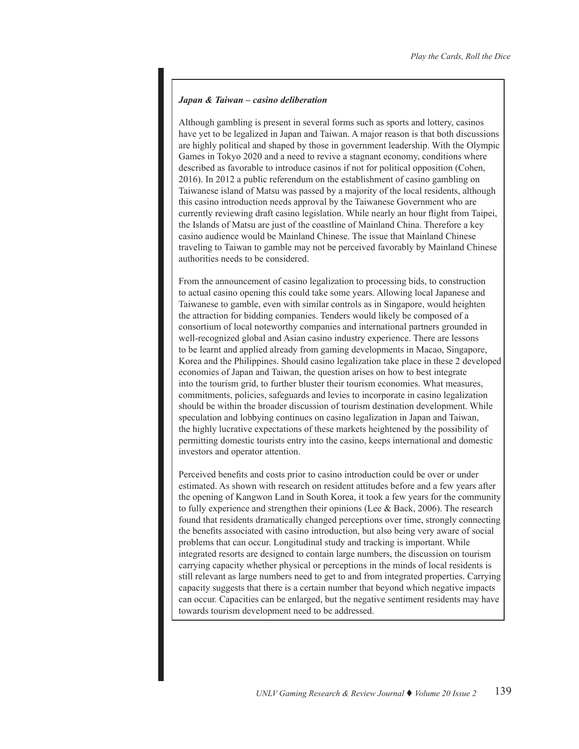***Japan & Taiwan – casino deliberation***

Although gambling is present in several forms such as sports and lottery, casinos have yet to be legalized in Japan and Taiwan. A major reason is that both discussions are highly political and shaped by those in government leadership. With the Olympic Games in Tokyo 2020 and a need to revive a stagnant economy, conditions where described as favorable to introduce casinos if not for political opposition (Cohen, 2016). In 2012 a public referendum on the establishment of casino gambling on Taiwanese island of Matsu was passed by a majority of the local residents, although this casino introduction needs approval by the Taiwanese Government who are currently reviewing draft casino legislation. While nearly an hour flight from Taipei, the Islands of Matsu are just of the coastline of Mainland China. Therefore a key casino audience would be Mainland Chinese. The issue that Mainland Chinese traveling to Taiwan to gamble may not be perceived favorably by Mainland Chinese authorities needs to be considered.

From the announcement of casino legalization to processing bids, to construction to actual casino opening this could take some years. Allowing local Japanese and Taiwanese to gamble, even with similar controls as in Singapore, would heighten the attraction for bidding companies. Tenders would likely be composed of a consortium of local noteworthy companies and international partners grounded in well-recognized global and Asian casino industry experience. There are lessons to be learnt and applied already from gaming developments in Macao, Singapore, Korea and the Philippines. Should casino legalization take place in these 2 developed economies of Japan and Taiwan, the question arises on how to best integrate into the tourism grid, to further bluster their tourism economies. What measures, commitments, policies, safeguards and levies to incorporate in casino legalization should be within the broader discussion of tourism destination development. While speculation and lobbying continues on casino legalization in Japan and Taiwan, the highly lucrative expectations of these markets heightened by the possibility of permitting domestic tourists entry into the casino, keeps international and domestic investors and operator attention.

Perceived benefits and costs prior to casino introduction could be over or under estimated. As shown with research on resident attitudes before and a few years after the opening of Kangwon Land in South Korea, it took a few years for the community to fully experience and strengthen their opinions (Lee & Back, 2006). The research found that residents dramatically changed perceptions over time, strongly connecting the benefits associated with casino introduction, but also being very aware of social problems that can occur. Longitudinal study and tracking is important. While integrated resorts are designed to contain large numbers, the discussion on tourism carrying capacity whether physical or perceptions in the minds of local residents is still relevant as large numbers need to get to and from integrated properties. Carrying capacity suggests that there is a certain number that beyond which negative impacts can occur. Capacities can be enlarged, but the negative sentiment residents may have towards tourism development need to be addressed.